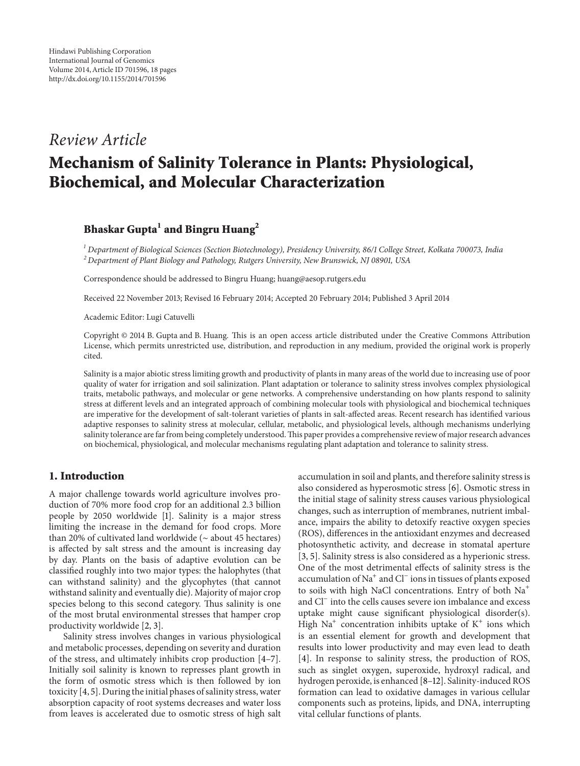*Review Article*

# Mechanism of Salinity Tolerance in Plants: Physiological, Biochemical, and Molecular Characterization

**Bhaskar Gupta[1] and Bingru Huang[2]**

[1] *Department of Biological Sciences (Section Biotechnology), Presidency University, 86/1 College Street, Kolkata 700073, India*
[2] *Department of Plant Biology and Pathology, Rutgers University, New Brunswick, NJ 08901, USA*

Correspondence should be addressed to Bingru Huang; huang@aesop.rutgers.edu

Received 22 November 2013; Revised 16 February 2014; Accepted 20 February 2014; Published 3 April 2014

Academic Editor: Lugi Catuvelli

Copyright © 2014 B. Gupta and B. Huang. This is an open access article distributed under the Creative Commons Attribution License, which permits unrestricted use, distribution, and reproduction in any medium, provided the original work is properly cited.

Salinity is a major abiotic stress limiting growth and productivity of plants in many areas of the world due to increasing use of poor quality of water for irrigation and soil salinization. Plant adaptation or tolerance to salinity stress involves complex physiological traits, metabolic pathways, and molecular or gene networks. A comprehensive understanding on how plants respond to salinity stress at different levels and an integrated approach of combining molecular tools with physiological and biochemical techniques are imperative for the development of salt-tolerant varieties of plants in salt-affected areas. Recent research has identified various adaptive responses to salinity stress at molecular, cellular, metabolic, and physiological levels, although mechanisms underlying salinity tolerance are far from being completely understood. This paper provides a comprehensive review of major research advances on biochemical, physiological, and molecular mechanisms regulating plant adaptation and tolerance to salinity stress.

## 1. Introduction

A major challenge towards world agriculture involves production of 70% more food crop for an additional 2.3 billion people by 2050 worldwide [1]. Salinity is a major stress limiting the increase in the demand for food crops. More than 20% of cultivated land worldwide (~ about 45 hectares) is affected by salt stress and the amount is increasing day by day. Plants on the basis of adaptive evolution can be classified roughly into two major types: the halophytes (that can withstand salinity) and the glycophytes (that cannot withstand salinity and eventually die). Majority of major crop species belong to this second category. Thus salinity is one of the most brutal environmental stresses that hamper crop productivity worldwide [2, 3].

Salinity stress involves changes in various physiological and metabolic processes, depending on severity and duration of the stress, and ultimately inhibits crop production [4–7]. Initially soil salinity is known to represses plant growth in the form of osmotic stress which is then followed by ion toxicity [4, 5]. During the initial phases of salinity stress, water absorption capacity of root systems decreases and water loss from leaves is accelerated due to osmotic stress of high salt accumulation in soil and plants, and therefore salinity stress is also considered as hyperosmotic stress [6]. Osmotic stress in the initial stage of salinity stress causes various physiological changes, such as interruption of membranes, nutrient imbalance, impairs the ability to detoxify reactive oxygen species (ROS), differences in the antioxidant enzymes and decreased photosynthetic activity, and decrease in stomatal aperture [3, 5]. Salinity stress is also considered as a hyperionic stress. One of the most detrimental effects of salinity stress is the accumulation of $Na^+$ and $Cl^-$ ions in tissues of plants exposed to soils with high NaCl concentrations. Entry of both $Na^+$ and $Cl^-$ into the cells causes severe ion imbalance and excess uptake might cause significant physiological disorder(s). High $Na^+$ concentration inhibits uptake of $K^+$ ions which is an essential element for growth and development that results into lower productivity and may even lead to death [4]. In response to salinity stress, the production of ROS, such as singlet oxygen, superoxide, hydroxyl radical, and hydrogen peroxide, is enhanced [8–12]. Salinity-induced ROS formation can lead to oxidative damages in various cellular components such as proteins, lipids, and DNA, interrupting vital cellular functions of plants.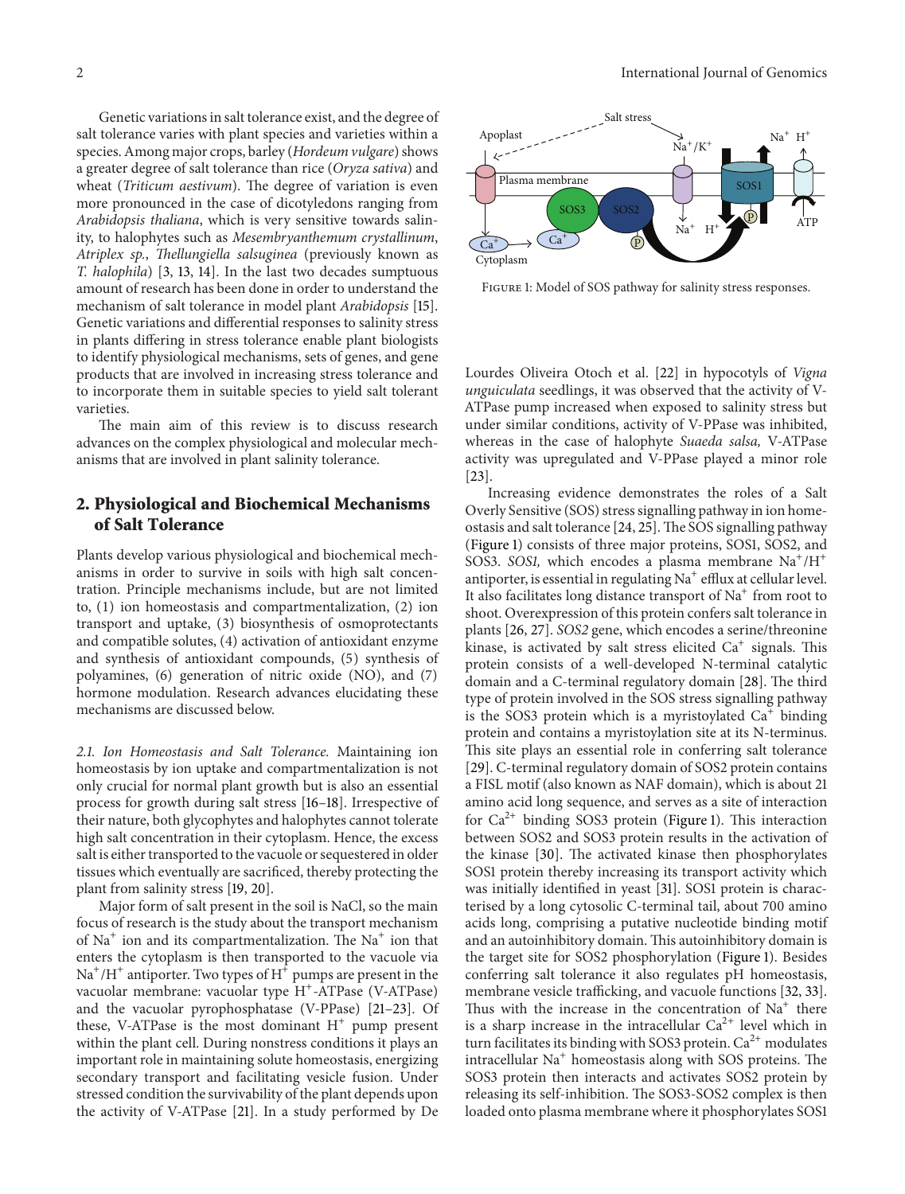Genetic variations in salt tolerance exist, and the degree of salt tolerance varies with plant species and varieties within a species. Among major crops, barley (*Hordeum vulgare*) shows a greater degree of salt tolerance than rice (*Oryza sativa*) and wheat (*Triticum aestivum*). The degree of variation is even more pronounced in the case of dicotyledons ranging from *Arabidopsis thaliana*, which is very sensitive towards salinity, to halophytes such as *Mesembryanthemum crystallinum*, *Atriplex sp.*, *Thellungiella salsuginea* (previously known as *T. halophila*) [3, 13, 14]. In the last two decades sumptuous amount of research has been done in order to understand the mechanism of salt tolerance in model plant *Arabidopsis* [15]. Genetic variations and differential responses to salinity stress in plants differing in stress tolerance enable plant biologists to identify physiological mechanisms, sets of genes, and gene products that are involved in increasing stress tolerance and to incorporate them in suitable species to yield salt tolerant varieties.

The main aim of this review is to discuss research advances on the complex physiological and molecular mechanisms that are involved in plant salinity tolerance.

## 2. Physiological and Biochemical Mechanisms of Salt Tolerance

Plants develop various physiological and biochemical mechanisms in order to survive in soils with high salt concentration. Principle mechanisms include, but are not limited to, (1) ion homeostasis and compartmentalization, (2) ion transport and uptake, (3) biosynthesis of osmoprotectants and compatible solutes, (4) activation of antioxidant enzyme and synthesis of antioxidant compounds, (5) synthesis of polyamines, (6) generation of nitric oxide (NO), and (7) hormone modulation. Research advances elucidating these mechanisms are discussed below.

*2.1. Ion Homeostasis and Salt Tolerance.* Maintaining ion homeostasis by ion uptake and compartmentalization is not only crucial for normal plant growth but is also an essential process for growth during salt stress [16–18]. Irrespective of their nature, both glycophytes and halophytes cannot tolerate high salt concentration in their cytoplasm. Hence, the excess salt is either transported to the vacuole or sequestered in older tissues which eventually are sacrificed, thereby protecting the plant from salinity stress [19, 20].

Major form of salt present in the soil is NaCl, so the main focus of research is the study about the transport mechanism of $Na^+$ ion and its compartmentalization. The $Na^+$ ion that enters the cytoplasm is then transported to the vacuole via $Na^+/H^+$ antiporter. Two types of $H^+$ pumps are present in the vacuolar membrane: vacuolar type $H^+$-ATPase (V-ATPase) and the vacuolar pyrophosphatase (V-PPase) [21–23]. Of these, V-ATPase is the most dominant $H^+$ pump present within the plant cell. During nonstress conditions it plays an important role in maintaining solute homeostasis, energizing secondary transport and facilitating vesicle fusion. Under stressed condition the survivability of the plant depends upon the activity of V-ATPase [21]. In a study performed by De Lourdes Oliveira Otoch et al. [22] in hypocotyls of *Vigna unguiculata* seedlings, it was observed that the activity of V-ATPase pump increased when exposed to salinity stress but under similar conditions, activity of V-PPase was inhibited, whereas in the case of halophyte *Suaeda salsa,* V-ATPase activity was upregulated and V-PPase played a minor role [23].

Figure 1: Model of SOS pathway for salinity stress responses.

Increasing evidence demonstrates the roles of a Salt Overly Sensitive (SOS) stress signalling pathway in ion homeostasis and salt tolerance [24, 25]. The SOS signalling pathway (Figure 1) consists of three major proteins, SOS1, SOS2, and SOS3. *SOS1,* which encodes a plasma membrane $Na^+/H^+$ antiporter, is essential in regulating $Na^+$ efflux at cellular level. It also facilitates long distance transport of $Na^+$ from root to shoot. Overexpression of this protein confers salt tolerance in plants [26, 27]. *SOS2* gene, which encodes a serine/threonine kinase, is activated by salt stress elicited $Ca^+$ signals. This protein consists of a well-developed N-terminal catalytic domain and a C-terminal regulatory domain [28]. The third type of protein involved in the SOS stress signalling pathway is the SOS3 protein which is a myristoylated $Ca^+$ binding protein and contains a myristoylation site at its N-terminus. This site plays an essential role in conferring salt tolerance [29]. C-terminal regulatory domain of SOS2 protein contains a FISL motif (also known as NAF domain), which is about 21 amino acid long sequence, and serves as a site of interaction for $Ca^{2+}$ binding SOS3 protein (Figure 1). This interaction between SOS2 and SOS3 protein results in the activation of the kinase [30]. The activated kinase then phosphorylates SOS1 protein thereby increasing its transport activity which was initially identified in yeast [31]. SOS1 protein is characterised by a long cytosolic C-terminal tail, about 700 amino acids long, comprising a putative nucleotide binding motif and an autoinhibitory domain. This autoinhibitory domain is the target site for SOS2 phosphorylation (Figure 1). Besides conferring salt tolerance it also regulates pH homeostasis, membrane vesicle trafficking, and vacuole functions [32, 33]. Thus with the increase in the concentration of $Na^+$ there is a sharp increase in the intracellular $Ca^{2+}$ level which in turn facilitates its binding with SOS3 protein. $Ca^{2+}$ modulates intracellular $Na^+$ homeostasis along with SOS proteins. The SOS3 protein then interacts and activates SOS2 protein by releasing its self-inhibition. The SOS3-SOS2 complex is then loaded onto plasma membrane where it phosphorylates SOS1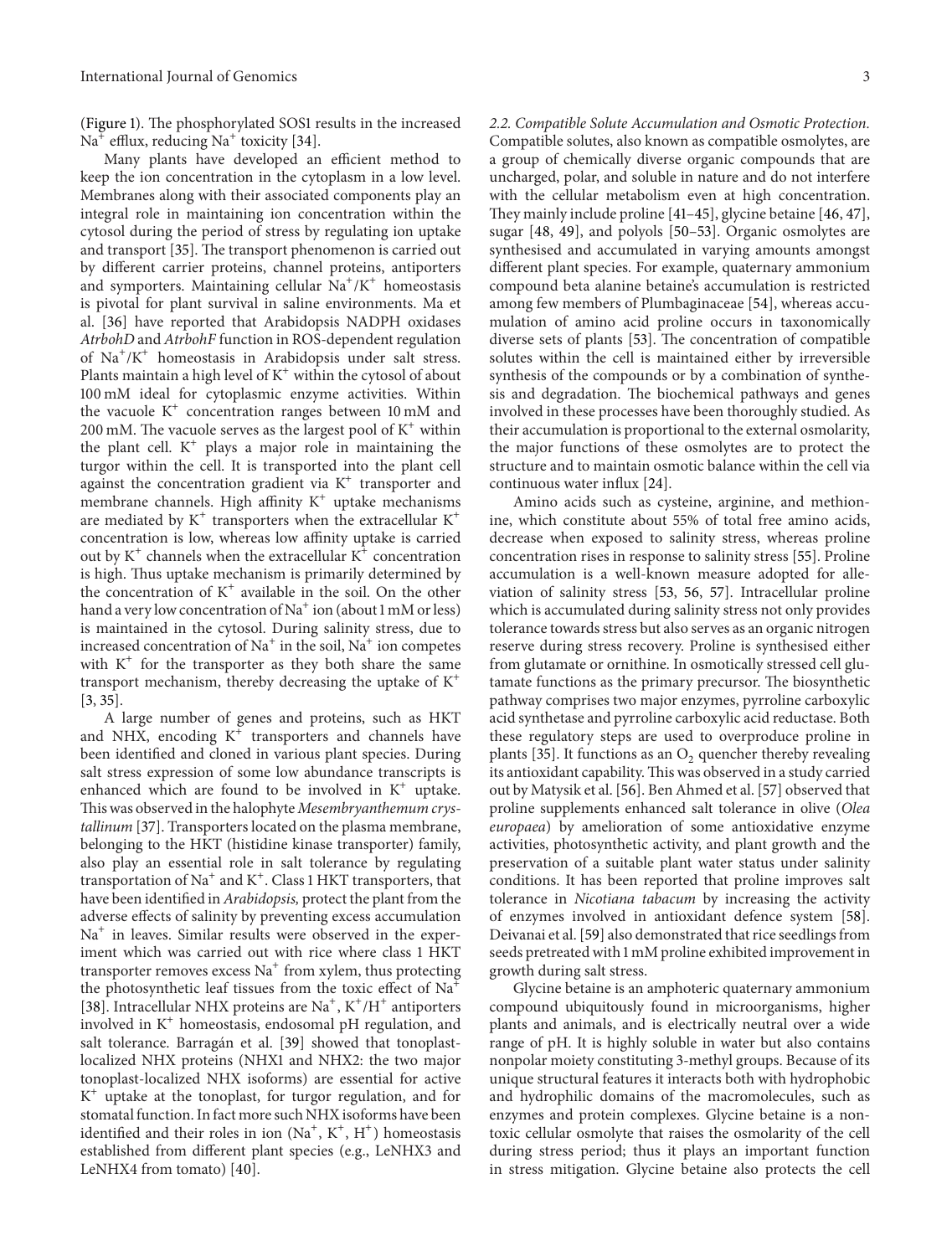(Figure 1). The phosphorylated SOS1 results in the increased $Na^+$ efflux, reducing $Na^+$ toxicity [34].

Many plants have developed an efficient method to keep the ion concentration in the cytoplasm in a low level. Membranes along with their associated components play an integral role in maintaining ion concentration within the cytosol during the period of stress by regulating ion uptake and transport [35]. The transport phenomenon is carried out by different carrier proteins, channel proteins, antiporters and symporters. Maintaining cellular $Na^+/K^+$ homeostasis is pivotal for plant survival in saline environments. Ma et al. [36] have reported that Arabidopsis NADPH oxidases *AtrbohD* and *AtrbohF* function in ROS-dependent regulation of $Na^+/K^+$ homeostasis in Arabidopsis under salt stress. Plants maintain a high level of $K^+$ within the cytosol of about 100 mM ideal for cytoplasmic enzyme activities. Within the vacuole $K^+$ concentration ranges between 10 mM and 200 mM. The vacuole serves as the largest pool of $K^+$ within the plant cell. $K^+$ plays a major role in maintaining the turgor within the cell. It is transported into the plant cell against the concentration gradient via $K^+$ transporter and membrane channels. High affinity $K^+$ uptake mechanisms are mediated by $K^+$ transporters when the extracellular $K^+$ concentration is low, whereas low affinity uptake is carried out by $K^+$ channels when the extracellular $K^+$ concentration is high. Thus uptake mechanism is primarily determined by the concentration of $K^+$ available in the soil. On the other hand a very low concentration of $Na^+$ ion (about 1 mM or less) is maintained in the cytosol. During salinity stress, due to increased concentration of $Na^+$ in the soil, $Na^+$ ion competes with $K^+$ for the transporter as they both share the same transport mechanism, thereby decreasing the uptake of $K^+$ [3, 35].

A large number of genes and proteins, such as HKT and NHX, encoding $K^+$ transporters and channels have been identified and cloned in various plant species. During salt stress expression of some low abundance transcripts is enhanced which are found to be involved in $K^+$ uptake. This was observed in the halophyte *Mesembryanthemum crystallinum* [37]. Transporters located on the plasma membrane, belonging to the HKT (histidine kinase transporter) family, also play an essential role in salt tolerance by regulating transportation of $Na^+$ and $K^+$. Class 1 HKT transporters, that have been identified in *Arabidopsis,* protect the plant from the adverse effects of salinity by preventing excess accumulation $Na^+$ in leaves. Similar results were observed in the experiment which was carried out with rice where class 1 HKT transporter removes excess $Na^+$ from xylem, thus protecting the photosynthetic leaf tissues from the toxic effect of $Na^+$ [38]. Intracellular NHX proteins are $Na^+$, $K^+/H^+$ antiporters involved in $K^+$ homeostasis, endosomal pH regulation, and salt tolerance. Barragán et al. [39] showed that tonoplast-localized NHX proteins (NHX1 and NHX2: the two major tonoplast-localized NHX isoforms) are essential for active $K^+$ uptake at the tonoplast, for turgor regulation, and for stomatal function. In fact more such NHX isoforms have been identified and their roles in ion ($Na^+$, $K^+$, $H^+$) homeostasis established from different plant species (e.g., LeNHX3 and LeNHX4 from tomato) [40].

*2.2. Compatible Solute Accumulation and Osmotic Protection.* Compatible solutes, also known as compatible osmolytes, are a group of chemically diverse organic compounds that are uncharged, polar, and soluble in nature and do not interfere with the cellular metabolism even at high concentration. They mainly include proline [41–45], glycine betaine [46, 47], sugar [48, 49], and polyols [50–53]. Organic osmolytes are synthesised and accumulated in varying amounts amongst different plant species. For example, quaternary ammonium compound beta alanine betaine's accumulation is restricted among few members of Plumbaginaceae [54], whereas accumulation of amino acid proline occurs in taxonomically diverse sets of plants [53]. The concentration of compatible solutes within the cell is maintained either by irreversible synthesis of the compounds or by a combination of synthesis and degradation. The biochemical pathways and genes involved in these processes have been thoroughly studied. As their accumulation is proportional to the external osmolarity, the major functions of these osmolytes are to protect the structure and to maintain osmotic balance within the cell via continuous water influx [24].

Amino acids such as cysteine, arginine, and methionine, which constitute about 55% of total free amino acids, decrease when exposed to salinity stress, whereas proline concentration rises in response to salinity stress [55]. Proline accumulation is a well-known measure adopted for alleviation of salinity stress [53, 56, 57]. Intracellular proline which is accumulated during salinity stress not only provides tolerance towards stress but also serves as an organic nitrogen reserve during stress recovery. Proline is synthesised either from glutamate or ornithine. In osmotically stressed cell glutamate functions as the primary precursor. The biosynthetic pathway comprises two major enzymes, pyrroline carboxylic acid synthetase and pyrroline carboxylic acid reductase. Both these regulatory steps are used to overproduce proline in plants [35]. It functions as an $O_2$ quencher thereby revealing its antioxidant capability. This was observed in a study carried out by Matysik et al. [56]. Ben Ahmed et al. [57] observed that proline supplements enhanced salt tolerance in olive (*Olea europaea*) by amelioration of some antioxidative enzyme activities, photosynthetic activity, and plant growth and the preservation of a suitable plant water status under salinity conditions. It has been reported that proline improves salt tolerance in *Nicotiana tabacum* by increasing the activity of enzymes involved in antioxidant defence system [58]. Deivanai et al. [59] also demonstrated that rice seedlings from seeds pretreated with 1 mM proline exhibited improvement in growth during salt stress.

Glycine betaine is an amphoteric quaternary ammonium compound ubiquitously found in microorganisms, higher plants and animals, and is electrically neutral over a wide range of pH. It is highly soluble in water but also contains nonpolar moiety constituting 3-methyl groups. Because of its unique structural features it interacts both with hydrophobic and hydrophilic domains of the macromolecules, such as enzymes and protein complexes. Glycine betaine is a nontoxic cellular osmolyte that raises the osmolarity of the cell during stress period; thus it plays an important function in stress mitigation. Glycine betaine also protects the cell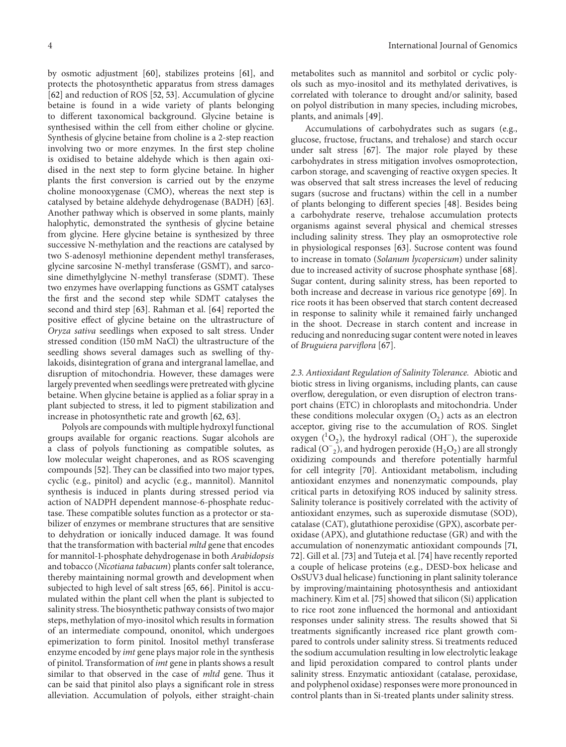by osmotic adjustment [60], stabilizes proteins [61], and protects the photosynthetic apparatus from stress damages [62] and reduction of ROS [52, 53]. Accumulation of glycine betaine is found in a wide variety of plants belonging to different taxonomical background. Glycine betaine is synthesised within the cell from either choline or glycine. Synthesis of glycine betaine from choline is a 2-step reaction involving two or more enzymes. In the first step choline is oxidised to betaine aldehyde which is then again oxidised in the next step to form glycine betaine. In higher plants the first conversion is carried out by the enzyme choline monooxygenase (CMO), whereas the next step is catalysed by betaine aldehyde dehydrogenase (BADH) [63]. Another pathway which is observed in some plants, mainly halophytic, demonstrated the synthesis of glycine betaine from glycine. Here glycine betaine is synthesized by three successive N-methylation and the reactions are catalysed by two S-adenosyl methionine dependent methyl transferases, glycine sarcosine N-methyl transferase (GSMT), and sarcosine dimethylglycine N-methyl transferase (SDMT). These two enzymes have overlapping functions as GSMT catalyses the first and the second step while SDMT catalyses the second and third step [63]. Rahman et al. [64] reported the positive effect of glycine betaine on the ultrastructure of *Oryza sativa* seedlings when exposed to salt stress. Under stressed condition (150 mM NaCl) the ultrastructure of the seedling shows several damages such as swelling of thylakoids, disintegration of grana and intergranal lamellae, and disruption of mitochondria. However, these damages were largely prevented when seedlings were pretreated with glycine betaine. When glycine betaine is applied as a foliar spray in a plant subjected to stress, it led to pigment stabilization and increase in photosynthetic rate and growth [62, 63].

Polyols are compounds with multiple hydroxyl functional groups available for organic reactions. Sugar alcohols are a class of polyols functioning as compatible solutes, as low molecular weight chaperones, and as ROS scavenging compounds [52]. They can be classified into two major types, cyclic (e.g., pinitol) and acyclic (e.g., mannitol). Mannitol synthesis is induced in plants during stressed period via action of NADPH dependent mannose-6-phosphate reductase. These compatible solutes function as a protector or stabilizer of enzymes or membrane structures that are sensitive to dehydration or ionically induced damage. It was found that the transformation with bacterial *mltd* gene that encodes for mannitol-1-phosphate dehydrogenase in both *Arabidopsis* and tobacco (*Nicotiana tabacum*) plants confer salt tolerance, thereby maintaining normal growth and development when subjected to high level of salt stress [65, 66]. Pinitol is accumulated within the plant cell when the plant is subjected to salinity stress. The biosynthetic pathway consists of two major steps, methylation of myo-inositol which results in formation of an intermediate compound, ononitol, which undergoes epimerization to form pinitol. Inositol methyl transferase enzyme encoded by *imt* gene plays major role in the synthesis of pinitol. Transformation of *imt* gene in plants shows a result similar to that observed in the case of *mltd* gene. Thus it can be said that pinitol also plays a significant role in stress alleviation. Accumulation of polyols, either straight-chain metabolites such as mannitol and sorbitol or cyclic polyols such as myo-inositol and its methylated derivatives, is correlated with tolerance to drought and/or salinity, based on polyol distribution in many species, including microbes, plants, and animals [49].

Accumulations of carbohydrates such as sugars (e.g., glucose, fructose, fructans, and trehalose) and starch occur under salt stress [67]. The major role played by these carbohydrates in stress mitigation involves osmoprotection, carbon storage, and scavenging of reactive oxygen species. It was observed that salt stress increases the level of reducing sugars (sucrose and fructans) within the cell in a number of plants belonging to different species [48]. Besides being a carbohydrate reserve, trehalose accumulation protects organisms against several physical and chemical stresses including salinity stress. They play an osmoprotective role in physiological responses [63]. Sucrose content was found to increase in tomato (*Solanum lycopersicum*) under salinity due to increased activity of sucrose phosphate synthase [68]. Sugar content, during salinity stress, has been reported to both increase and decrease in various rice genotype [69]. In rice roots it has been observed that starch content decreased in response to salinity while it remained fairly unchanged in the shoot. Decrease in starch content and increase in reducing and nonreducing sugar content were noted in leaves of *Bruguiera parviflora* [67].

### 2.3. Antioxidant Regulation of Salinity Tolerance.

Abiotic and biotic stress in living organisms, including plants, can cause overflow, deregulation, or even disruption of electron transport chains (ETC) in chloroplasts and mitochondria. Under these conditions molecular oxygen ($O_2$) acts as an electron acceptor, giving rise to the accumulation of ROS. Singlet oxygen ($^1O_2$), the hydroxyl radical ($OH^-$), the superoxide radical ($O^-{}_2$), and hydrogen peroxide ($H_2O_2$) are all strongly oxidizing compounds and therefore potentially harmful for cell integrity [70]. Antioxidant metabolism, including antioxidant enzymes and nonenzymatic compounds, play critical parts in detoxifying ROS induced by salinity stress. Salinity tolerance is positively correlated with the activity of antioxidant enzymes, such as superoxide dismutase (SOD), catalase (CAT), glutathione peroxidise (GPX), ascorbate peroxidase (APX), and glutathione reductase (GR) and with the accumulation of nonenzymatic antioxidant compounds [71, 72]. Gill et al. [73] and Tuteja et al. [74] have recently reported a couple of helicase proteins (e.g., DESD-box helicase and OsSUV3 dual helicase) functioning in plant salinity tolerance by improving/maintaining photosynthesis and antioxidant machinery. Kim et al. [75] showed that silicon (Si) application to rice root zone influenced the hormonal and antioxidant responses under salinity stress. The results showed that Si treatments significantly increased rice plant growth compared to controls under salinity stress. Si treatments reduced the sodium accumulation resulting in low electrolytic leakage and lipid peroxidation compared to control plants under salinity stress. Enzymatic antioxidant (catalase, peroxidase, and polyphenol oxidase) responses were more pronounced in control plants than in Si-treated plants under salinity stress.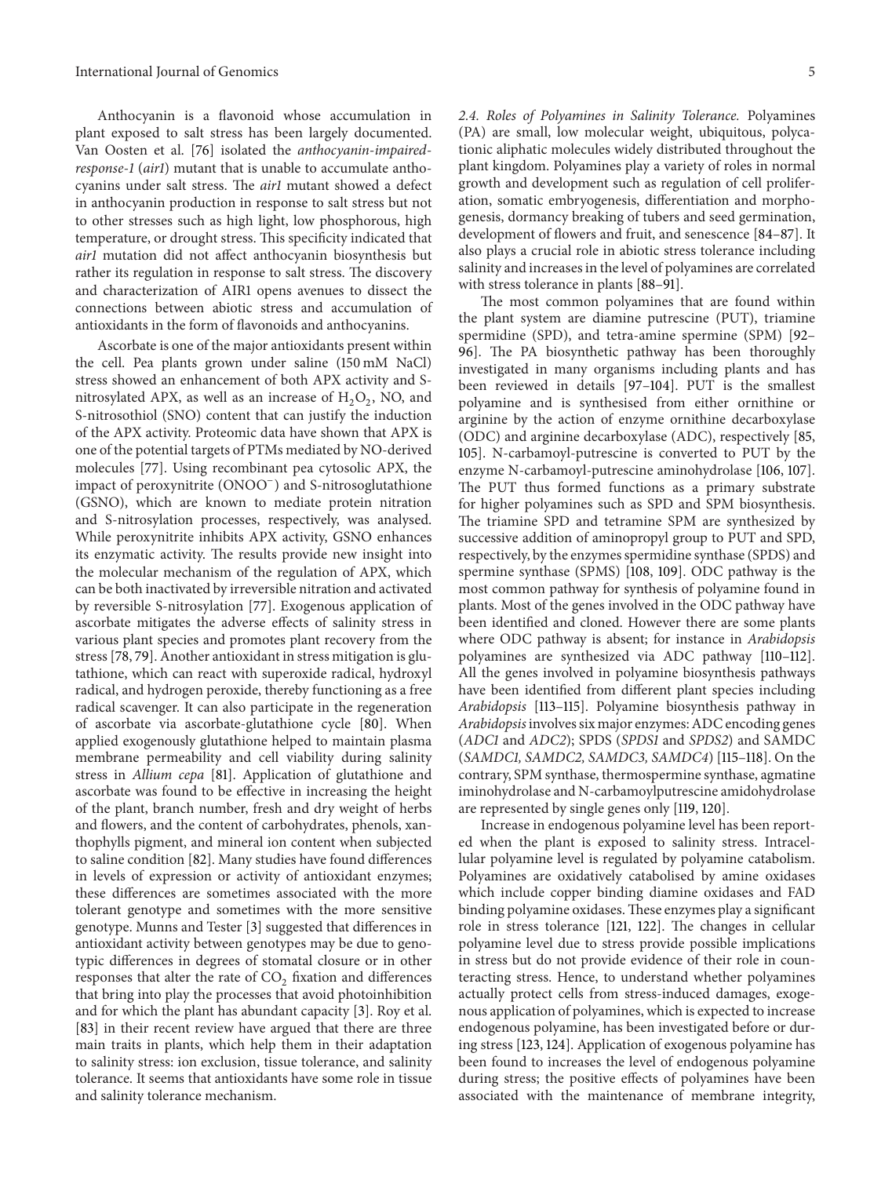Anthocyanin is a flavonoid whose accumulation in plant exposed to salt stress has been largely documented. Van Oosten et al. [76] isolated the *anthocyanin-impaired-response-1* (*air1*) mutant that is unable to accumulate anthocyanins under salt stress. The *air1* mutant showed a defect in anthocyanin production in response to salt stress but not to other stresses such as high light, low phosphorous, high temperature, or drought stress. This specificity indicated that *air1* mutation did not affect anthocyanin biosynthesis but rather its regulation in response to salt stress. The discovery and characterization of AIR1 opens avenues to dissect the connections between abiotic stress and accumulation of antioxidants in the form of flavonoids and anthocyanins.

Ascorbate is one of the major antioxidants present within the cell. Pea plants grown under saline (150 mM NaCl) stress showed an enhancement of both APX activity and S-nitrosylated APX, as well as an increase of $H_2O_2$, NO, and S-nitrosothiol (SNO) content that can justify the induction of the APX activity. Proteomic data have shown that APX is one of the potential targets of PTMs mediated by NO-derived molecules [77]. Using recombinant pea cytosolic APX, the impact of peroxynitrite ($ONOO^-$) and S-nitrosoglutathione (GSNO), which are known to mediate protein nitration and S-nitrosylation processes, respectively, was analysed. While peroxynitrite inhibits APX activity, GSNO enhances its enzymatic activity. The results provide new insight into the molecular mechanism of the regulation of APX, which can be both inactivated by irreversible nitration and activated by reversible S-nitrosylation [77]. Exogenous application of ascorbate mitigates the adverse effects of salinity stress in various plant species and promotes plant recovery from the stress [78, 79]. Another antioxidant in stress mitigation is glutathione, which can react with superoxide radical, hydroxyl radical, and hydrogen peroxide, thereby functioning as a free radical scavenger. It can also participate in the regeneration of ascorbate via ascorbate-glutathione cycle [80]. When applied exogenously glutathione helped to maintain plasma membrane permeability and cell viability during salinity stress in *Allium cepa* [81]. Application of glutathione and ascorbate was found to be effective in increasing the height of the plant, branch number, fresh and dry weight of herbs and flowers, and the content of carbohydrates, phenols, xanthophylls pigment, and mineral ion content when subjected to saline condition [82]. Many studies have found differences in levels of expression or activity of antioxidant enzymes; these differences are sometimes associated with the more tolerant genotype and sometimes with the more sensitive genotype. Munns and Tester [3] suggested that differences in antioxidant activity between genotypes may be due to genotypic differences in degrees of stomatal closure or in other responses that alter the rate of $CO_2$ fixation and differences that bring into play the processes that avoid photoinhibition and for which the plant has abundant capacity [3]. Roy et al. [83] in their recent review have argued that there are three main traits in plants, which help them in their adaptation to salinity stress: ion exclusion, tissue tolerance, and salinity tolerance. It seems that antioxidants have some role in tissue and salinity tolerance mechanism.

*2.4. Roles of Polyamines in Salinity Tolerance.* Polyamines (PA) are small, low molecular weight, ubiquitous, polycationic aliphatic molecules widely distributed throughout the plant kingdom. Polyamines play a variety of roles in normal growth and development such as regulation of cell proliferation, somatic embryogenesis, differentiation and morphogenesis, dormancy breaking of tubers and seed germination, development of flowers and fruit, and senescence [84–87]. It also plays a crucial role in abiotic stress tolerance including salinity and increases in the level of polyamines are correlated with stress tolerance in plants [88–91].

The most common polyamines that are found within the plant system are diamine putrescine (PUT), triamine spermidine (SPD), and tetra-amine spermine (SPM) [92–96]. The PA biosynthetic pathway has been thoroughly investigated in many organisms including plants and has been reviewed in details [97–104]. PUT is the smallest polyamine and is synthesised from either ornithine or arginine by the action of enzyme ornithine decarboxylase (ODC) and arginine decarboxylase (ADC), respectively [85, 105]. N-carbamoyl-putrescine is converted to PUT by the enzyme N-carbamoyl-putrescine aminohydrolase [106, 107]. The PUT thus formed functions as a primary substrate for higher polyamines such as SPD and SPM biosynthesis. The triamine SPD and tetramine SPM are synthesized by successive addition of aminopropyl group to PUT and SPD, respectively, by the enzymes spermidine synthase (SPDS) and spermine synthase (SPMS) [108, 109]. ODC pathway is the most common pathway for synthesis of polyamine found in plants. Most of the genes involved in the ODC pathway have been identified and cloned. However there are some plants where ODC pathway is absent; for instance in *Arabidopsis* polyamines are synthesized via ADC pathway [110–112]. All the genes involved in polyamine biosynthesis pathways have been identified from different plant species including *Arabidopsis* [113–115]. Polyamine biosynthesis pathway in *Arabidopsis* involves six major enzymes: ADC encoding genes (*ADC1* and *ADC2*); SPDS (*SPDS1* and *SPDS2*) and SAMDC (*SAMDC1, SAMDC2, SAMDC3, SAMDC4*) [115–118]. On the contrary, SPM synthase, thermospermine synthase, agmatine iminohydrolase and N-carbamoylputrescine amidohydrolase are represented by single genes only [119, 120].

Increase in endogenous polyamine level has been reported when the plant is exposed to salinity stress. Intracellular polyamine level is regulated by polyamine catabolism. Polyamines are oxidatively catabolised by amine oxidases which include copper binding diamine oxidases and FAD binding polyamine oxidases. These enzymes play a significant role in stress tolerance [121, 122]. The changes in cellular polyamine level due to stress provide possible implications in stress but do not provide evidence of their role in counteracting stress. Hence, to understand whether polyamines actually protect cells from stress-induced damages, exogenous application of polyamines, which is expected to increase endogenous polyamine, has been investigated before or during stress [123, 124]. Application of exogenous polyamine has been found to increases the level of endogenous polyamine during stress; the positive effects of polyamines have been associated with the maintenance of membrane integrity,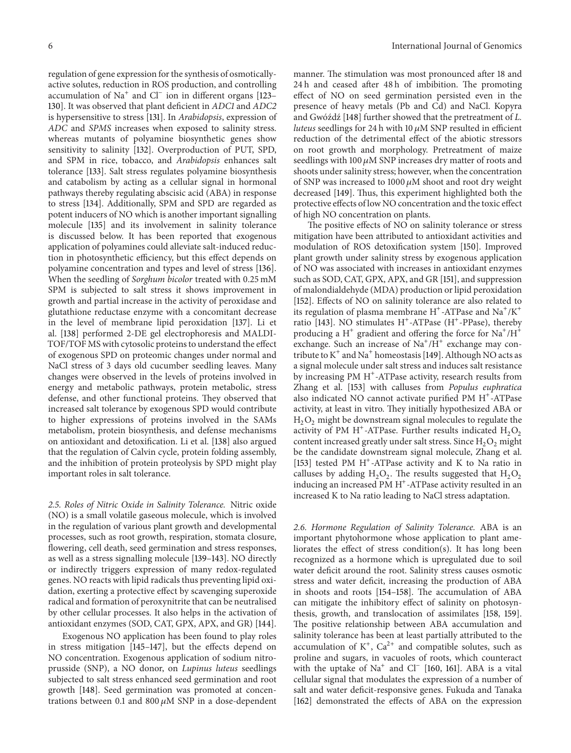regulation of gene expression for the synthesis of osmotically-active solutes, reduction in ROS production, and controlling accumulation of $Na^+$ and $Cl^-$ ion in different organs [123–130]. It was observed that plant deficient in *ADC1* and *ADC2* is hypersensitive to stress [131]. In *Arabidopsis*, expression of *ADC* and *SPMS* increases when exposed to salinity stress. whereas mutants of polyamine biosynthetic genes show sensitivity to salinity [132]. Overproduction of PUT, SPD, and SPM in rice, tobacco, and *Arabidopsis* enhances salt tolerance [133]. Salt stress regulates polyamine biosynthesis and catabolism by acting as a cellular signal in hormonal pathways thereby regulating abscisic acid (ABA) in response to stress [134]. Additionally, SPM and SPD are regarded as potent inducers of NO which is another important signalling molecule [135] and its involvement in salinity tolerance is discussed below. It has been reported that exogenous application of polyamines could alleviate salt-induced reduction in photosynthetic efficiency, but this effect depends on polyamine concentration and types and level of stress [136]. When the seedling of *Sorghum bicolor* treated with 0.25 mM SPM is subjected to salt stress it shows improvement in growth and partial increase in the activity of peroxidase and glutathione reductase enzyme with a concomitant decrease in the level of membrane lipid peroxidation [137]. Li et al. [138] performed 2-DE gel electrophoresis and MALDI-TOF/TOF MS with cytosolic proteins to understand the effect of exogenous SPD on proteomic changes under normal and NaCl stress of 3 days old cucumber seedling leaves. Many changes were observed in the levels of proteins involved in energy and metabolic pathways, protein metabolic, stress defense, and other functional proteins. They observed that increased salt tolerance by exogenous SPD would contribute to higher expressions of proteins involved in the SAMs metabolism, protein biosynthesis, and defense mechanisms on antioxidant and detoxification. Li et al. [138] also argued that the regulation of Calvin cycle, protein folding assembly, and the inhibition of protein proteolysis by SPD might play important roles in salt tolerance.

*2.5. Roles of Nitric Oxide in Salinity Tolerance.* Nitric oxide (NO) is a small volatile gaseous molecule, which is involved in the regulation of various plant growth and developmental processes, such as root growth, respiration, stomata closure, flowering, cell death, seed germination and stress responses, as well as a stress signalling molecule [139–143]. NO directly or indirectly triggers expression of many redox-regulated genes. NO reacts with lipid radicals thus preventing lipid oxidation, exerting a protective effect by scavenging superoxide radical and formation of peroxynitrite that can be neutralised by other cellular processes. It also helps in the activation of antioxidant enzymes (SOD, CAT, GPX, APX, and GR) [144].

Exogenous NO application has been found to play roles in stress mitigation [145–147], but the effects depend on NO concentration. Exogenous application of sodium nitroprusside (SNP), a NO donor, on *Lupinus luteus* seedlings subjected to salt stress enhanced seed germination and root growth [148]. Seed germination was promoted at concentrations between 0.1 and 800 $\mu$M SNP in a dose-dependent manner. The stimulation was most pronounced after 18 and 24 h and ceased after 48 h of imbibition. The promoting effect of NO on seed germination persisted even in the presence of heavy metals (Pb and Cd) and NaCl. Kopyra and Gwóźdź [148] further showed that the pretreatment of *L. luteus* seedlings for 24 h with 10 $\mu$M SNP resulted in efficient reduction of the detrimental effect of the abiotic stressors on root growth and morphology. Pretreatment of maize seedlings with 100 $\mu$M SNP increases dry matter of roots and shoots under salinity stress; however, when the concentration of SNP was increased to 1000 $\mu$M shoot and root dry weight decreased [149]. Thus, this experiment highlighted both the protective effects of low NO concentration and the toxic effect of high NO concentration on plants.

The positive effects of NO on salinity tolerance or stress mitigation have been attributed to antioxidant activities and modulation of ROS detoxification system [150]. Improved plant growth under salinity stress by exogenous application of NO was associated with increases in antioxidant enzymes such as SOD, CAT, GPX, APX, and GR [151], and suppression of malondialdehyde (MDA) production or lipid peroxidation [152]. Effects of NO on salinity tolerance are also related to its regulation of plasma membrane $H^+$-ATPase and $Na^+/K^+$ ratio [143]. NO stimulates $H^+$-ATPase ($H^+$-PPase), thereby producing a $H^+$ gradient and offering the force for $Na^+/H^+$ exchange. Such an increase of $Na^+/H^+$ exchange may contribute to $K^+$ and $Na^+$ homeostasis [149]. Although NO acts as a signal molecule under salt stress and induces salt resistance by increasing PM $H^+$-ATPase activity, research results from Zhang et al. [153] with calluses from *Populus euphratica* also indicated NO cannot activate purified PM $H^+$-ATPase activity, at least in vitro. They initially hypothesized ABA or $H_2O_2$ might be downstream signal molecules to regulate the activity of PM $H^+$-ATPase. Further results indicated $H_2O_2$ content increased greatly under salt stress. Since $H_2O_2$ might be the candidate downstream signal molecule, Zhang et al. [153] tested PM $H^+$-ATPase activity and K to Na ratio in calluses by adding $H_2O_2$. The results suggested that $H_2O_2$ inducing an increased PM $H^+$-ATPase activity resulted in an increased K to Na ratio leading to NaCl stress adaptation.

*2.6. Hormone Regulation of Salinity Tolerance.* ABA is an important phytohormone whose application to plant ameliorates the effect of stress condition(s). It has long been recognized as a hormone which is upregulated due to soil water deficit around the root. Salinity stress causes osmotic stress and water deficit, increasing the production of ABA in shoots and roots [154–158]. The accumulation of ABA can mitigate the inhibitory effect of salinity on photosynthesis, growth, and translocation of assimilates [158, 159]. The positive relationship between ABA accumulation and salinity tolerance has been at least partially attributed to the accumulation of $K^+$, $Ca^{2+}$ and compatible solutes, such as proline and sugars, in vacuoles of roots, which counteract with the uptake of $Na^+$ and $Cl^-$ [160, 161]. ABA is a vital cellular signal that modulates the expression of a number of salt and water deficit-responsive genes. Fukuda and Tanaka [162] demonstrated the effects of ABA on the expression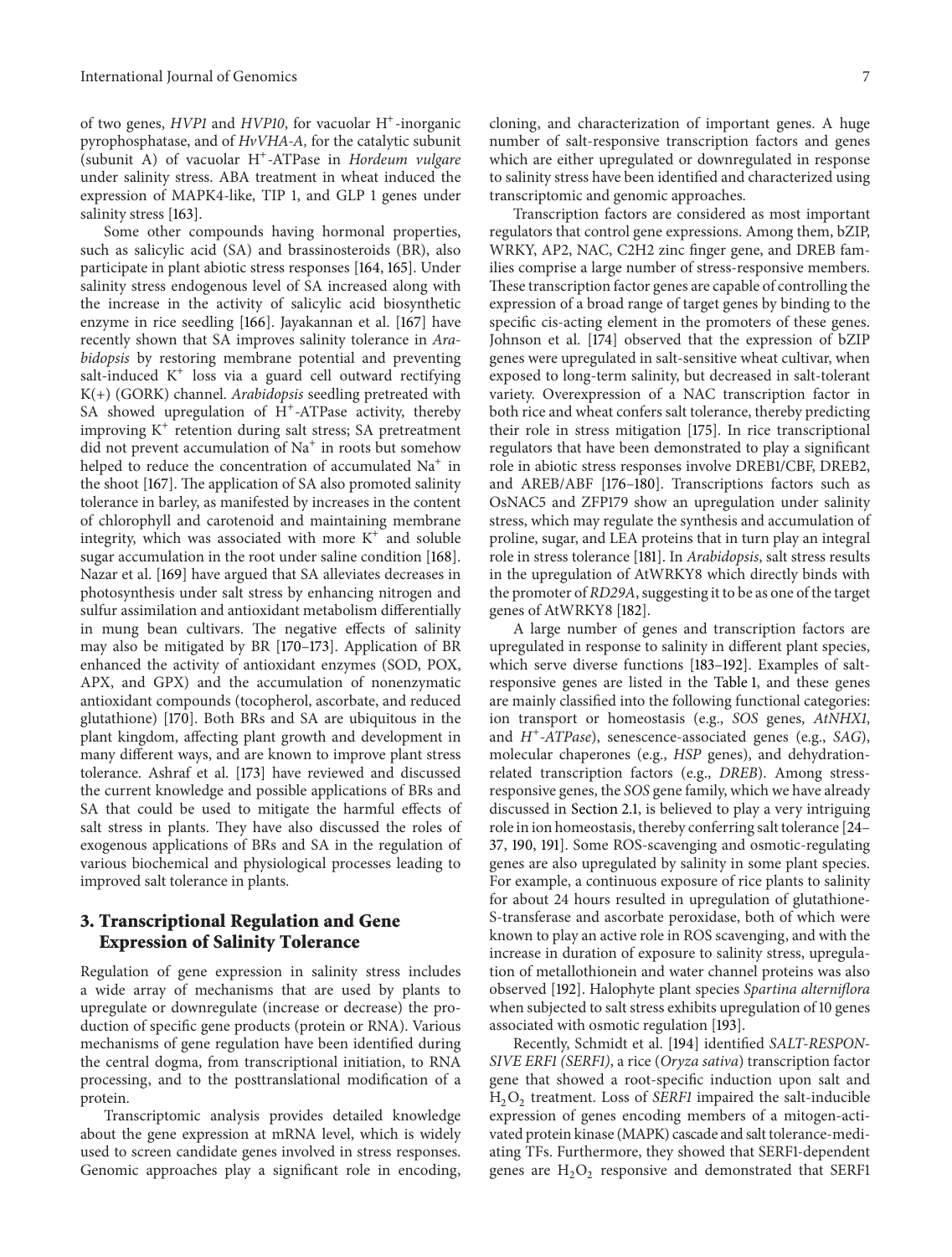of two genes, *HVP1* and *HVP10*, for vacuolar $H^+$-inorganic pyrophosphatase, and of *HvVHA-A*, for the catalytic subunit (subunit A) of vacuolar $H^+$-ATPase in *Hordeum vulgare* under salinity stress. ABA treatment in wheat induced the expression of MAPK4-like, TIP 1, and GLP 1 genes under salinity stress [163].

Some other compounds having hormonal properties, such as salicylic acid (SA) and brassinosteroids (BR), also participate in plant abiotic stress responses [164, 165]. Under salinity stress endogenous level of SA increased along with the increase in the activity of salicylic acid biosynthetic enzyme in rice seedling [166]. Jayakannan et al. [167] have recently shown that SA improves salinity tolerance in *Arabidopsis* by restoring membrane potential and preventing salt-induced $K^+$ loss via a guard cell outward rectifying K(+) (GORK) channel. *Arabidopsis* seedling pretreated with SA showed upregulation of $H^+$-ATPase activity, thereby improving $K^+$ retention during salt stress; SA pretreatment did not prevent accumulation of $Na^+$ in roots but somehow helped to reduce the concentration of accumulated $Na^+$ in the shoot [167]. The application of SA also promoted salinity tolerance in barley, as manifested by increases in the content of chlorophyll and carotenoid and maintaining membrane integrity, which was associated with more $K^+$ and soluble sugar accumulation in the root under saline condition [168]. Nazar et al. [169] have argued that SA alleviates decreases in photosynthesis under salt stress by enhancing nitrogen and sulfur assimilation and antioxidant metabolism differentially in mung bean cultivars. The negative effects of salinity may also be mitigated by BR [170–173]. Application of BR enhanced the activity of antioxidant enzymes (SOD, POX, APX, and GPX) and the accumulation of nonenzymatic antioxidant compounds (tocopherol, ascorbate, and reduced glutathione) [170]. Both BRs and SA are ubiquitous in the plant kingdom, affecting plant growth and development in many different ways, and are known to improve plant stress tolerance. Ashraf et al. [173] have reviewed and discussed the current knowledge and possible applications of BRs and SA that could be used to mitigate the harmful effects of salt stress in plants. They have also discussed the roles of exogenous applications of BRs and SA in the regulation of various biochemical and physiological processes leading to improved salt tolerance in plants.

## 3. Transcriptional Regulation and Gene Expression of Salinity Tolerance

Regulation of gene expression in salinity stress includes a wide array of mechanisms that are used by plants to upregulate or downregulate (increase or decrease) the production of specific gene products (protein or RNA). Various mechanisms of gene regulation have been identified during the central dogma, from transcriptional initiation, to RNA processing, and to the posttranslational modification of a protein.

Transcriptomic analysis provides detailed knowledge about the gene expression at mRNA level, which is widely used to screen candidate genes involved in stress responses. Genomic approaches play a significant role in encoding, cloning, and characterization of important genes. A huge number of salt-responsive transcription factors and genes which are either upregulated or downregulated in response to salinity stress have been identified and characterized using transcriptomic and genomic approaches.

Transcription factors are considered as most important regulators that control gene expressions. Among them, bZIP, WRKY, AP2, NAC, C2H2 zinc finger gene, and DREB families comprise a large number of stress-responsive members. These transcription factor genes are capable of controlling the expression of a broad range of target genes by binding to the specific cis-acting element in the promoters of these genes. Johnson et al. [174] observed that the expression of bZIP genes were upregulated in salt-sensitive wheat cultivar, when exposed to long-term salinity, but decreased in salt-tolerant variety. Overexpression of a NAC transcription factor in both rice and wheat confers salt tolerance, thereby predicting their role in stress mitigation [175]. In rice transcriptional regulators that have been demonstrated to play a significant role in abiotic stress responses involve DREB1/CBF, DREB2, and AREB/ABF [176–180]. Transcriptions factors such as OsNAC5 and ZFP179 show an upregulation under salinity stress, which may regulate the synthesis and accumulation of proline, sugar, and LEA proteins that in turn play an integral role in stress tolerance [181]. In *Arabidopsis*, salt stress results in the upregulation of AtWRKY8 which directly binds with the promoter of *RD29A*, suggesting it to be as one of the target genes of AtWRKY8 [182].

A large number of genes and transcription factors are upregulated in response to salinity in different plant species, which serve diverse functions [183–192]. Examples of salt-responsive genes are listed in the Table 1, and these genes are mainly classified into the following functional categories: ion transport or homeostasis (e.g., *SOS* genes, *AtNHX1*, and *$H^+$-ATPase*), senescence-associated genes (e.g., *SAG*), molecular chaperones (e.g., *HSP* genes), and dehydration-related transcription factors (e.g., *DREB*). Among stress-responsive genes, the *SOS* gene family, which we have already discussed in Section 2.1, is believed to play a very intriguing role in ion homeostasis, thereby conferring salt tolerance [24–37, 190, 191]. Some ROS-scavenging and osmotic-regulating genes are also upregulated by salinity in some plant species. For example, a continuous exposure of rice plants to salinity for about 24 hours resulted in upregulation of glutathione-S-transferase and ascorbate peroxidase, both of which were known to play an active role in ROS scavenging, and with the increase in duration of exposure to salinity stress, upregulation of metallothionein and water channel proteins was also observed [192]. Halophyte plant species *Spartina alterniflora* when subjected to salt stress exhibits upregulation of 10 genes associated with osmotic regulation [193].

Recently, Schmidt et al. [194] identified *SALT-RESPONSIVE ERF1 (SERF1)*, a rice (*Oryza sativa*) transcription factor gene that showed a root-specific induction upon salt and $H_2O_2$ treatment. Loss of *SERF1* impaired the salt-inducible expression of genes encoding members of a mitogen-activated protein kinase (MAPK) cascade and salt tolerance-mediating TFs. Furthermore, they showed that SERF1-dependent genes are $H_2O_2$ responsive and demonstrated that SERF1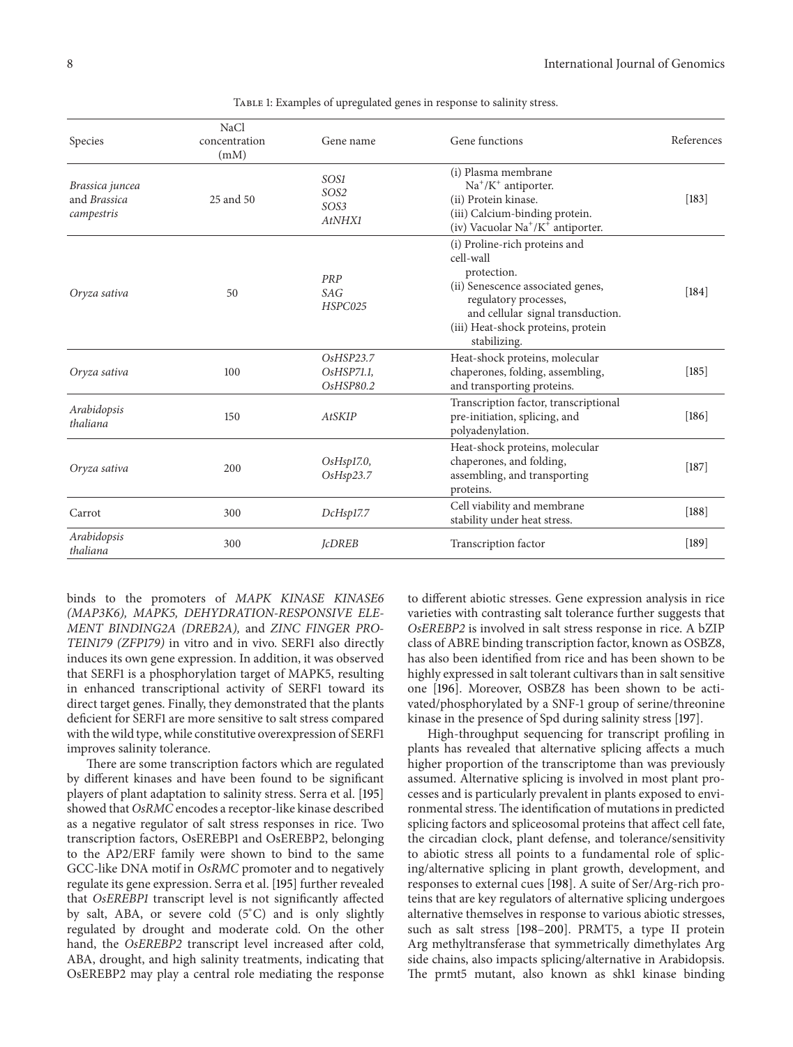Table 1: Examples of upregulated genes in response to salinity stress.

| Species | NaCl concentration (mM) | Gene name | Gene functions | References |
|---|---|---|---|---|
| *Brassica juncea* and *Brassica campestris* | 25 and 50 | *SOS1* *SOS2* *SOS3* *AtNHX1* | (i) Plasma membrane $Na^+/K^+$ antiporter. (ii) Protein kinase. (iii) Calcium-binding protein. (iv) Vacuolar $Na^+/K^+$ antiporter. | [183] |
| *Oryza sativa* | 50 | *PRP* *SAG* *HSPC025* | (i) Proline-rich proteins and cell-wall protection. (ii) Senescence associated genes, regulatory processes, and cellular signal transduction. (iii) Heat-shock proteins, protein stabilizing. | [184] |
| *Oryza sativa* | 100 | *OsHSP23.7* *OsHSP71.1,* *OsHSP80.2* | Heat-shock proteins, molecular chaperones, folding, assembling, and transporting proteins. | [185] |
| *Arabidopsis thaliana* | 150 | *AtSKIP* | Transcription factor, transcriptional pre-initiation, splicing, and polyadenylation. | [186] |
| *Oryza sativa* | 200 | *OsHsp17.0,* *OsHsp23.7* | Heat-shock proteins, molecular chaperones, and folding, assembling, and transporting proteins. | [187] |
| Carrot | 300 | *DcHsp17.7* | Cell viability and membrane stability under heat stress. | [188] |
| *Arabidopsis thaliana* | 300 | *JcDREB* | Transcription factor | [189] |

binds to the promoters of *MAPK KINASE KINASE6 (MAP3K6), MAPK5, DEHYDRATION-RESPONSIVE ELEMENT BINDING2A (DREB2A),* and *ZINC FINGER PROTEIN179 (ZFP179)* in vitro and in vivo. SERF1 also directly induces its own gene expression. In addition, it was observed that SERF1 is a phosphorylation target of MAPK5, resulting in enhanced transcriptional activity of SERF1 toward its direct target genes. Finally, they demonstrated that the plants deficient for SERF1 are more sensitive to salt stress compared with the wild type, while constitutive overexpression of SERF1 improves salinity tolerance.

There are some transcription factors which are regulated by different kinases and have been found to be significant players of plant adaptation to salinity stress. Serra et al. [195] showed that *OsRMC* encodes a receptor-like kinase described as a negative regulator of salt stress responses in rice. Two transcription factors, OsEREBP1 and OsEREBP2, belonging to the AP2/ERF family were shown to bind to the same GCC-like DNA motif in *OsRMC* promoter and to negatively regulate its gene expression. Serra et al. [195] further revealed that *OsEREBP1* transcript level is not significantly affected by salt, ABA, or severe cold (5°C) and is only slightly regulated by drought and moderate cold. On the other hand, the *OsEREBP2* transcript level increased after cold, ABA, drought, and high salinity treatments, indicating that OsEREBP2 may play a central role mediating the response to different abiotic stresses. Gene expression analysis in rice varieties with contrasting salt tolerance further suggests that *OsEREBP2* is involved in salt stress response in rice. A bZIP class of ABRE binding transcription factor, known as OSBZ8, has also been identified from rice and has been shown to be highly expressed in salt tolerant cultivars than in salt sensitive one [196]. Moreover, OSBZ8 has been shown to be activated/phosphorylated by a SNF-1 group of serine/threonine kinase in the presence of Spd during salinity stress [197].

High-throughput sequencing for transcript profiling in plants has revealed that alternative splicing affects a much higher proportion of the transcriptome than was previously assumed. Alternative splicing is involved in most plant processes and is particularly prevalent in plants exposed to environmental stress. The identification of mutations in predicted splicing factors and spliceosomal proteins that affect cell fate, the circadian clock, plant defense, and tolerance/sensitivity to abiotic stress all points to a fundamental role of splicing/alternative splicing in plant growth, development, and responses to external cues [198]. A suite of Ser/Arg-rich proteins that are key regulators of alternative splicing undergoes alternative themselves in response to various abiotic stresses, such as salt stress [198–200]. PRMT5, a type II protein Arg methyltransferase that symmetrically dimethylates Arg side chains, also impacts splicing/alternative in Arabidopsis. The prmt5 mutant, also known as shk1 kinase binding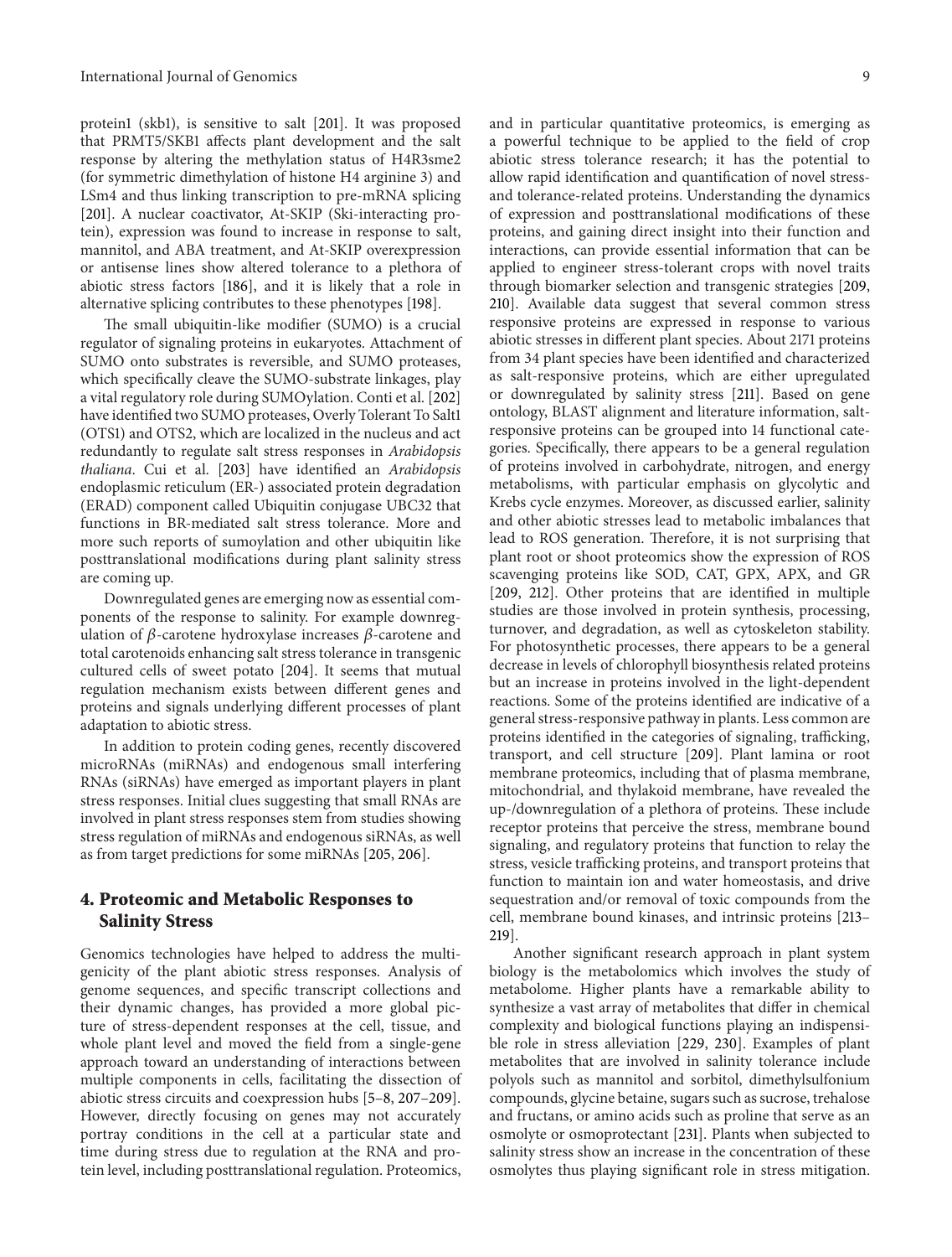protein1 (skb1), is sensitive to salt [201]. It was proposed that PRMT5/SKB1 affects plant development and the salt response by altering the methylation status of H4R3sme2 (for symmetric dimethylation of histone H4 arginine 3) and LSm4 and thus linking transcription to pre-mRNA splicing [201]. A nuclear coactivator, At-SKIP (Ski-interacting protein), expression was found to increase in response to salt, mannitol, and ABA treatment, and At-SKIP overexpression or antisense lines show altered tolerance to a plethora of abiotic stress factors [186], and it is likely that a role in alternative splicing contributes to these phenotypes [198].

The small ubiquitin-like modifier (SUMO) is a crucial regulator of signaling proteins in eukaryotes. Attachment of SUMO onto substrates is reversible, and SUMO proteases, which specifically cleave the SUMO-substrate linkages, play a vital regulatory role during SUMOylation. Conti et al. [202] have identified two SUMO proteases, Overly Tolerant To Salt1 (OTS1) and OTS2, which are localized in the nucleus and act redundantly to regulate salt stress responses in *Arabidopsis thaliana*. Cui et al. [203] have identified an *Arabidopsis* endoplasmic reticulum (ER-) associated protein degradation (ERAD) component called Ubiquitin conjugase UBC32 that functions in BR-mediated salt stress tolerance. More and more such reports of sumoylation and other ubiquitin like posttranslational modifications during plant salinity stress are coming up.

Downregulated genes are emerging now as essential components of the response to salinity. For example downregulation of $\beta$-carotene hydroxylase increases $\beta$-carotene and total carotenoids enhancing salt stress tolerance in transgenic cultured cells of sweet potato [204]. It seems that mutual regulation mechanism exists between different genes and proteins and signals underlying different processes of plant adaptation to abiotic stress.

In addition to protein coding genes, recently discovered microRNAs (miRNAs) and endogenous small interfering RNAs (siRNAs) have emerged as important players in plant stress responses. Initial clues suggesting that small RNAs are involved in plant stress responses stem from studies showing stress regulation of miRNAs and endogenous siRNAs, as well as from target predictions for some miRNAs [205, 206].

## 4. Proteomic and Metabolic Responses to Salinity Stress

Genomics technologies have helped to address the multigenicity of the plant abiotic stress responses. Analysis of genome sequences, and specific transcript collections and their dynamic changes, has provided a more global picture of stress-dependent responses at the cell, tissue, and whole plant level and moved the field from a single-gene approach toward an understanding of interactions between multiple components in cells, facilitating the dissection of abiotic stress circuits and coexpression hubs [5–8, 207–209]. However, directly focusing on genes may not accurately portray conditions in the cell at a particular state and time during stress due to regulation at the RNA and protein level, including posttranslational regulation. Proteomics, and in particular quantitative proteomics, is emerging as a powerful technique to be applied to the field of crop abiotic stress tolerance research; it has the potential to allow rapid identification and quantification of novel stress- and tolerance-related proteins. Understanding the dynamics of expression and posttranslational modifications of these proteins, and gaining direct insight into their function and interactions, can provide essential information that can be applied to engineer stress-tolerant crops with novel traits through biomarker selection and transgenic strategies [209, 210]. Available data suggest that several common stress responsive proteins are expressed in response to various abiotic stresses in different plant species. About 2171 proteins from 34 plant species have been identified and characterized as salt-responsive proteins, which are either upregulated or downregulated by salinity stress [211]. Based on gene ontology, BLAST alignment and literature information, salt-responsive proteins can be grouped into 14 functional categories. Specifically, there appears to be a general regulation of proteins involved in carbohydrate, nitrogen, and energy metabolisms, with particular emphasis on glycolytic and Krebs cycle enzymes. Moreover, as discussed earlier, salinity and other abiotic stresses lead to metabolic imbalances that lead to ROS generation. Therefore, it is not surprising that plant root or shoot proteomics show the expression of ROS scavenging proteins like SOD, CAT, GPX, APX, and GR [209, 212]. Other proteins that are identified in multiple studies are those involved in protein synthesis, processing, turnover, and degradation, as well as cytoskeleton stability. For photosynthetic processes, there appears to be a general decrease in levels of chlorophyll biosynthesis related proteins but an increase in proteins involved in the light-dependent reactions. Some of the proteins identified are indicative of a general stress-responsive pathway in plants. Less common are proteins identified in the categories of signaling, trafficking, transport, and cell structure [209]. Plant lamina or root membrane proteomics, including that of plasma membrane, mitochondrial, and thylakoid membrane, have revealed the up-/downregulation of a plethora of proteins. These include receptor proteins that perceive the stress, membrane bound signaling, and regulatory proteins that function to relay the stress, vesicle trafficking proteins, and transport proteins that function to maintain ion and water homeostasis, and drive sequestration and/or removal of toxic compounds from the cell, membrane bound kinases, and intrinsic proteins [213–219].

Another significant research approach in plant system biology is the metabolomics which involves the study of metabolome. Higher plants have a remarkable ability to synthesize a vast array of metabolites that differ in chemical complexity and biological functions playing an indispensible role in stress alleviation [229, 230]. Examples of plant metabolites that are involved in salinity tolerance include polyols such as mannitol and sorbitol, dimethylsulfonium compounds, glycine betaine, sugars such as sucrose, trehalose and fructans, or amino acids such as proline that serve as an osmolyte or osmoprotectant [231]. Plants when subjected to salinity stress show an increase in the concentration of these osmolytes thus playing significant role in stress mitigation.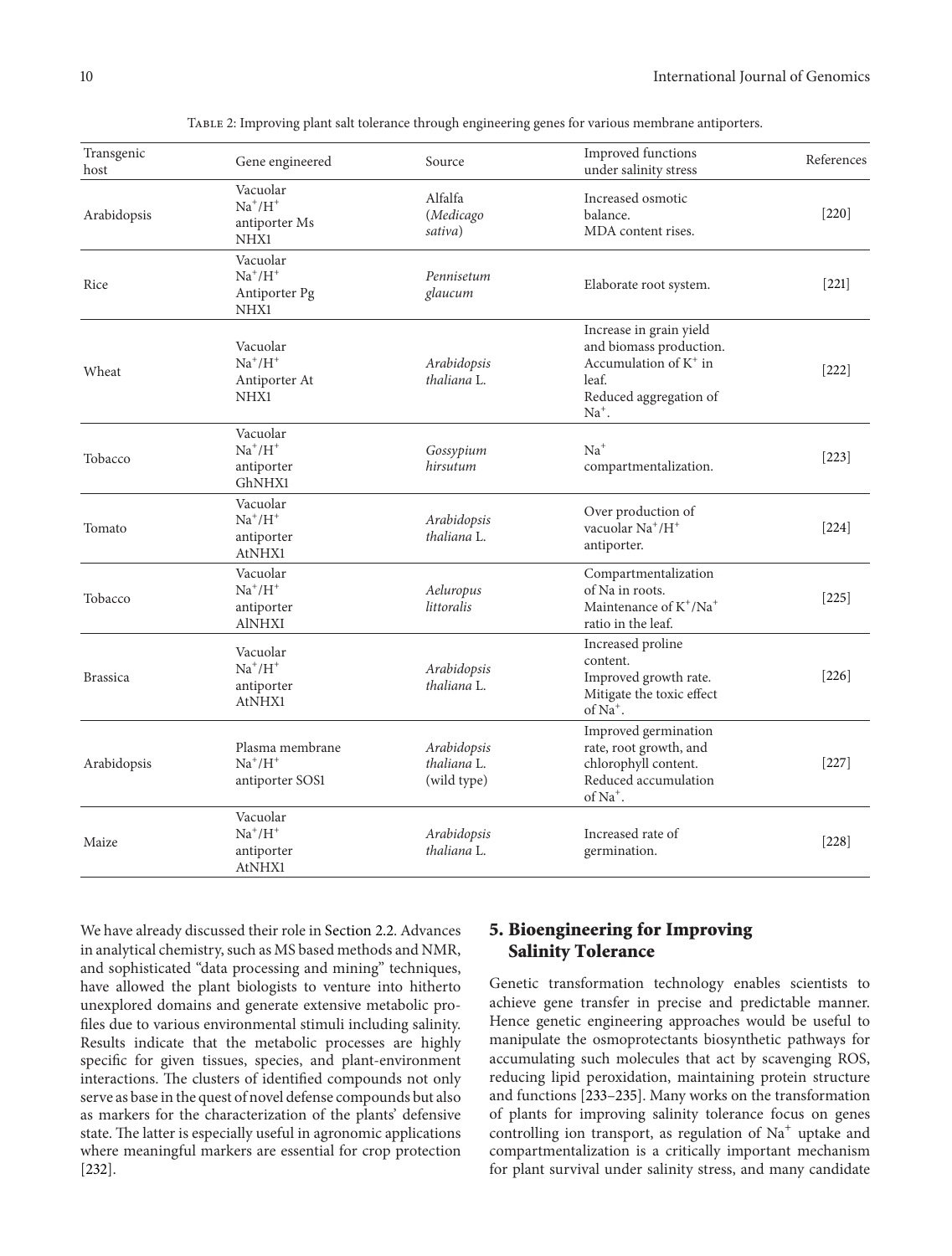Table 2: Improving plant salt tolerance through engineering genes for various membrane antiporters.

| Transgenic host | Gene engineered | Source | Improved functions under salinity stress | References |
|---|---|---|---|---|
| Arabidopsis | Vacuolar $Na^+/H^+$ antiporter Ms NHX1 | Alfalfa (*Medicago sativa*) | Increased osmotic balance. MDA content rises. | [220] |
| Rice | Vacuolar $Na^+/H^+$ Antiporter Pg NHX1 | *Pennisetum glaucum* | Elaborate root system. | [221] |
| Wheat | Vacuolar $Na^+/H^+$ Antiporter At NHX1 | *Arabidopsis thaliana* L. | Increase in grain yield and biomass production. Accumulation of $K^+$ in leaf. Reduced aggregation of $Na^+$. | [222] |
| Tobacco | Vacuolar $Na^+/H^+$ antiporter GhNHX1 | *Gossypium hirsutum* | $Na^+$ compartmentalization. | [223] |
| Tomato | Vacuolar $Na^+/H^+$ antiporter AtNHX1 | *Arabidopsis thaliana* L. | Over production of vacuolar $Na^+/H^+$ antiporter. | [224] |
| Tobacco | Vacuolar $Na^+/H^+$ antiporter AlNHXI | *Aeluropus littoralis* | Compartmentalization of Na in roots. Maintenance of $K^+/Na^+$ ratio in the leaf. | [225] |
| Brassica | Vacuolar $Na^+/H^+$ antiporter AtNHX1 | *Arabidopsis thaliana* L. | Increased proline content. Improved growth rate. Mitigate the toxic effect of $Na^+$. | [226] |
| Arabidopsis | Plasma membrane $Na^+/H^+$ antiporter SOS1 | *Arabidopsis thaliana* L. (wild type) | Improved germination rate, root growth, and chlorophyll content. Reduced accumulation of $Na^+$. | [227] |
| Maize | Vacuolar $Na^+/H^+$ antiporter AtNHX1 | *Arabidopsis thaliana* L. | Increased rate of germination. | [228] |

We have already discussed their role in Section 2.2. Advances in analytical chemistry, such as MS based methods and NMR, and sophisticated "data processing and mining" techniques, have allowed the plant biologists to venture into hitherto unexplored domains and generate extensive metabolic profiles due to various environmental stimuli including salinity. Results indicate that the metabolic processes are highly specific for given tissues, species, and plant-environment interactions. The clusters of identified compounds not only serve as base in the quest of novel defense compounds but also as markers for the characterization of the plants' defensive state. The latter is especially useful in agronomic applications where meaningful markers are essential for crop protection [232].

## 5. Bioengineering for Improving Salinity Tolerance

Genetic transformation technology enables scientists to achieve gene transfer in precise and predictable manner. Hence genetic engineering approaches would be useful to manipulate the osmoprotectants biosynthetic pathways for accumulating such molecules that act by scavenging ROS, reducing lipid peroxidation, maintaining protein structure and functions [233–235]. Many works on the transformation of plants for improving salinity tolerance focus on genes controlling ion transport, as regulation of $Na^+$ uptake and compartmentalization is a critically important mechanism for plant survival under salinity stress, and many candidate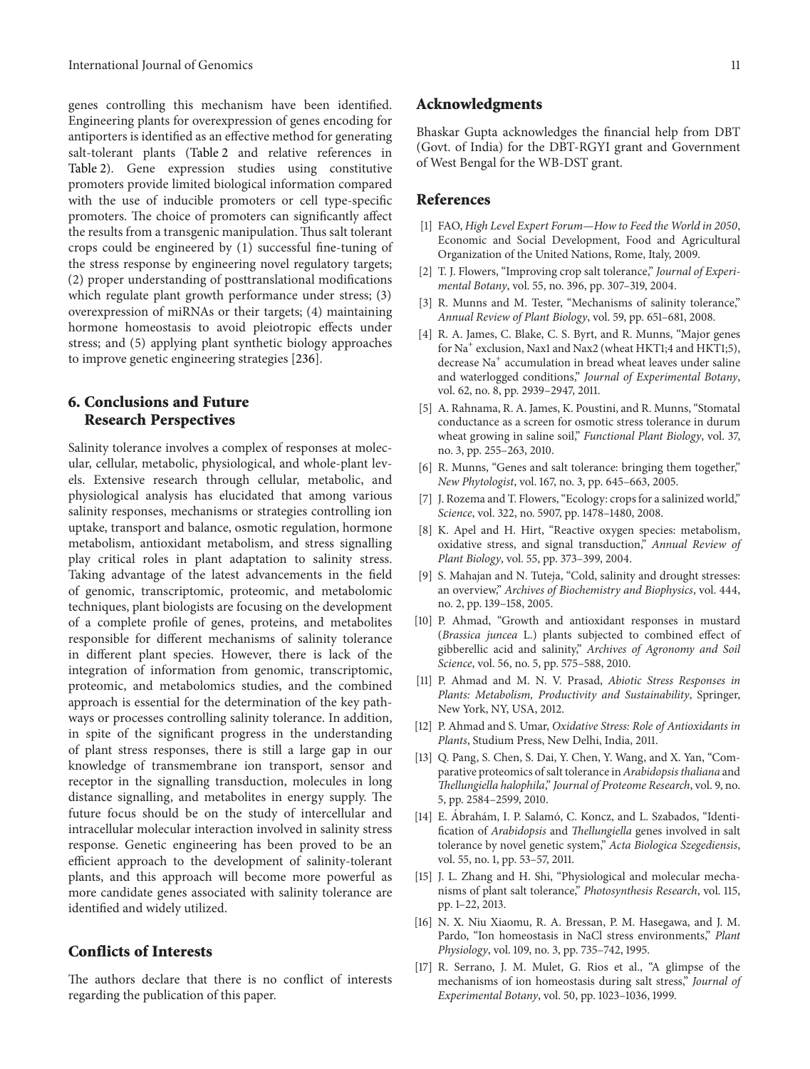genes controlling this mechanism have been identified. Engineering plants for overexpression of genes encoding for antiporters is identified as an effective method for generating salt-tolerant plants (Table 2 and relative references in Table 2). Gene expression studies using constitutive promoters provide limited biological information compared with the use of inducible promoters or cell type-specific promoters. The choice of promoters can significantly affect the results from a transgenic manipulation. Thus salt tolerant crops could be engineered by (1) successful fine-tuning of the stress response by engineering novel regulatory targets; (2) proper understanding of posttranslational modifications which regulate plant growth performance under stress; (3) overexpression of miRNAs or their targets; (4) maintaining hormone homeostasis to avoid pleiotropic effects under stress; and (5) applying plant synthetic biology approaches to improve genetic engineering strategies [236].

## 6. Conclusions and Future Research Perspectives

Salinity tolerance involves a complex of responses at molecular, cellular, metabolic, physiological, and whole-plant levels. Extensive research through cellular, metabolic, and physiological analysis has elucidated that among various salinity responses, mechanisms or strategies controlling ion uptake, transport and balance, osmotic regulation, hormone metabolism, antioxidant metabolism, and stress signalling play critical roles in plant adaptation to salinity stress. Taking advantage of the latest advancements in the field of genomic, transcriptomic, proteomic, and metabolomic techniques, plant biologists are focusing on the development of a complete profile of genes, proteins, and metabolites responsible for different mechanisms of salinity tolerance in different plant species. However, there is lack of the integration of information from genomic, transcriptomic, proteomic, and metabolomics studies, and the combined approach is essential for the determination of the key pathways or processes controlling salinity tolerance. In addition, in spite of the significant progress in the understanding of plant stress responses, there is still a large gap in our knowledge of transmembrane ion transport, sensor and receptor in the signalling transduction, molecules in long distance signalling, and metabolites in energy supply. The future focus should be on the study of intercellular and intracellular molecular interaction involved in salinity stress response. Genetic engineering has been proved to be an efficient approach to the development of salinity-tolerant plants, and this approach will become more powerful as more candidate genes associated with salinity tolerance are identified and widely utilized.

## Conflicts of Interests

The authors declare that there is no conflict of interests regarding the publication of this paper.

## Acknowledgments

Bhaskar Gupta acknowledges the financial help from DBT (Govt. of India) for the DBT-RGYI grant and Government of West Bengal for the WB-DST grant.

## References

[1] FAO, *High Level Expert Forum—How to Feed the World in 2050*, Economic and Social Development, Food and Agricultural Organization of the United Nations, Rome, Italy, 2009.

[2] T. J. Flowers, "Improving crop salt tolerance," *Journal of Experimental Botany*, vol. 55, no. 396, pp. 307–319, 2004.

[3] R. Munns and M. Tester, "Mechanisms of salinity tolerance," *Annual Review of Plant Biology*, vol. 59, pp. 651–681, 2008.

[4] R. A. James, C. Blake, C. S. Byrt, and R. Munns, "Major genes for $Na^+$ exclusion, Nax1 and Nax2 (wheat HKT1;4 and HKT1;5), decrease $Na^+$ accumulation in bread wheat leaves under saline and waterlogged conditions," *Journal of Experimental Botany*, vol. 62, no. 8, pp. 2939–2947, 2011.

[5] A. Rahnama, R. A. James, K. Poustini, and R. Munns, "Stomatal conductance as a screen for osmotic stress tolerance in durum wheat growing in saline soil," *Functional Plant Biology*, vol. 37, no. 3, pp. 255–263, 2010.

[6] R. Munns, "Genes and salt tolerance: bringing them together," *New Phytologist*, vol. 167, no. 3, pp. 645–663, 2005.

[7] J. Rozema and T. Flowers, "Ecology: crops for a salinized world," *Science*, vol. 322, no. 5907, pp. 1478–1480, 2008.

[8] K. Apel and H. Hirt, "Reactive oxygen species: metabolism, oxidative stress, and signal transduction," *Annual Review of Plant Biology*, vol. 55, pp. 373–399, 2004.

[9] S. Mahajan and N. Tuteja, "Cold, salinity and drought stresses: an overview," *Archives of Biochemistry and Biophysics*, vol. 444, no. 2, pp. 139–158, 2005.

[10] P. Ahmad, "Growth and antioxidant responses in mustard (*Brassica juncea* L.) plants subjected to combined effect of gibberellic acid and salinity," *Archives of Agronomy and Soil Science*, vol. 56, no. 5, pp. 575–588, 2010.

[11] P. Ahmad and M. N. V. Prasad, *Abiotic Stress Responses in Plants: Metabolism, Productivity and Sustainability*, Springer, New York, NY, USA, 2012.

[12] P. Ahmad and S. Umar, *Oxidative Stress: Role of Antioxidants in Plants*, Studium Press, New Delhi, India, 2011.

[13] Q. Pang, S. Chen, S. Dai, Y. Chen, Y. Wang, and X. Yan, "Comparative proteomics of salt tolerance in *Arabidopsis thaliana* and *Thellungiella halophila*," *Journal of Proteome Research*, vol. 9, no. 5, pp. 2584–2599, 2010.

[14] E. Ábrahám, I. P. Salamó, C. Koncz, and L. Szabados, "Identification of *Arabidopsis* and *Thellungiella* genes involved in salt tolerance by novel genetic system," *Acta Biologica Szegediensis*, vol. 55, no. 1, pp. 53–57, 2011.

[15] J. L. Zhang and H. Shi, "Physiological and molecular mechanisms of plant salt tolerance," *Photosynthesis Research*, vol. 115, pp. 1–22, 2013.

[16] N. X. Niu Xiaomu, R. A. Bressan, P. M. Hasegawa, and J. M. Pardo, "Ion homeostasis in NaCl stress environments," *Plant Physiology*, vol. 109, no. 3, pp. 735–742, 1995.

[17] R. Serrano, J. M. Mulet, G. Rios et al., "A glimpse of the mechanisms of ion homeostasis during salt stress," *Journal of Experimental Botany*, vol. 50, pp. 1023–1036, 1999.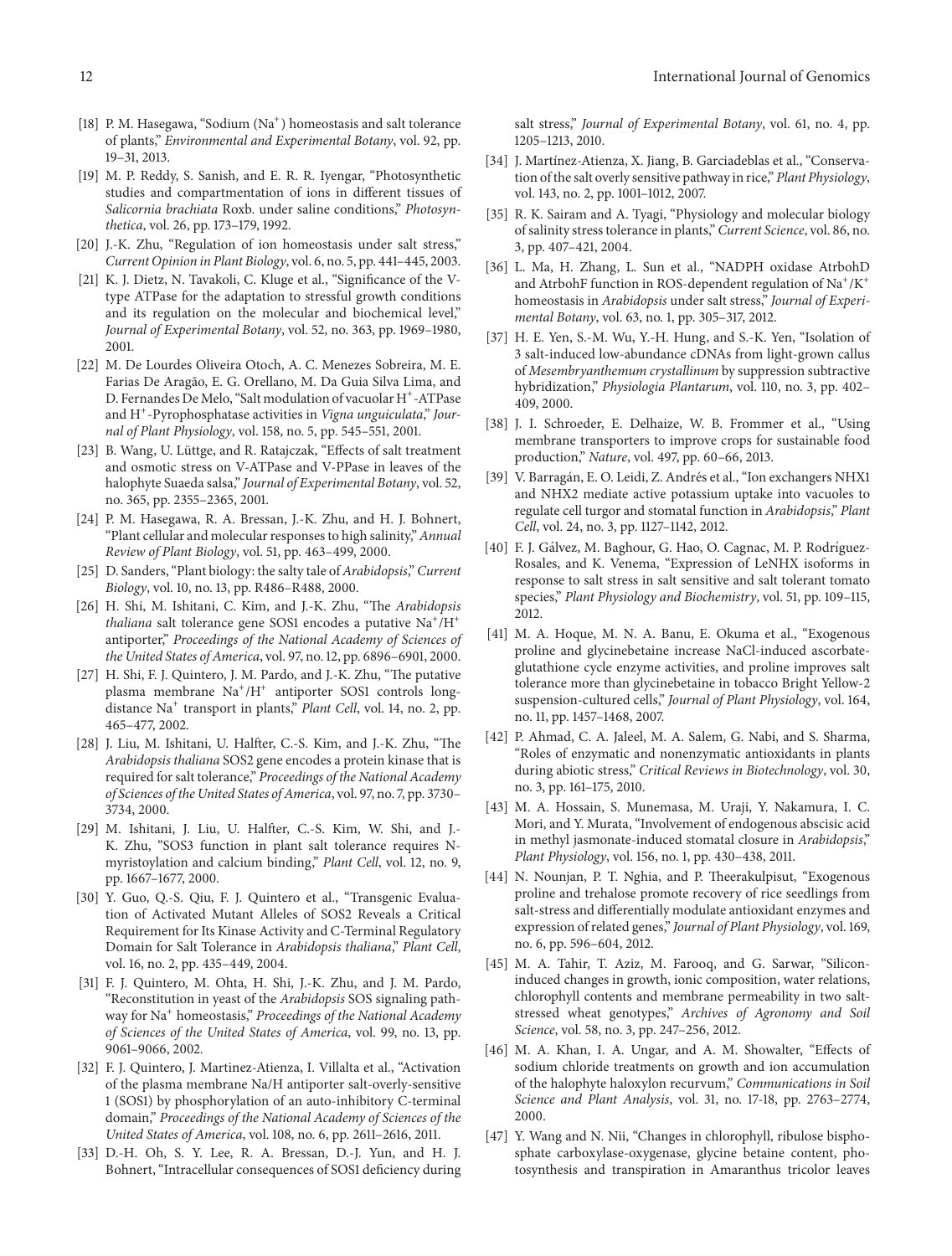[18] P. M. Hasegawa, "Sodium ($Na^+$) homeostasis and salt tolerance of plants," *Environmental and Experimental Botany*, vol. 92, pp. 19–31, 2013.

[19] M. P. Reddy, S. Sanish, and E. R. R. Iyengar, "Photosynthetic studies and compartmentation of ions in different tissues of *Salicornia brachiata* Roxb. under saline conditions," *Photosynthetica*, vol. 26, pp. 173–179, 1992.

[20] J.-K. Zhu, "Regulation of ion homeostasis under salt stress," *Current Opinion in Plant Biology*, vol. 6, no. 5, pp. 441–445, 2003.

[21] K. J. Dietz, N. Tavakoli, C. Kluge et al., "Significance of the V-type ATPase for the adaptation to stressful growth conditions and its regulation on the molecular and biochemical level," *Journal of Experimental Botany*, vol. 52, no. 363, pp. 1969–1980, 2001.

[22] M. De Lourdes Oliveira Otoch, A. C. Menezes Sobreira, M. E. Farias De Aragão, E. G. Orellano, M. Da Guia Silva Lima, and D. Fernandes De Melo, "Salt modulation of vacuolar $H^+$-ATPase and $H^+$-Pyrophosphatase activities in *Vigna unguiculata*," *Journal of Plant Physiology*, vol. 158, no. 5, pp. 545–551, 2001.

[23] B. Wang, U. Lüttge, and R. Ratajczak, "Effects of salt treatment and osmotic stress on V-ATPase and V-PPase in leaves of the halophyte Suaeda salsa," *Journal of Experimental Botany*, vol. 52, no. 365, pp. 2355–2365, 2001.

[24] P. M. Hasegawa, R. A. Bressan, J.-K. Zhu, and H. J. Bohnert, "Plant cellular and molecular responses to high salinity," *Annual Review of Plant Biology*, vol. 51, pp. 463–499, 2000.

[25] D. Sanders, "Plant biology: the salty tale of *Arabidopsis*," *Current Biology*, vol. 10, no. 13, pp. R486–R488, 2000.

[26] H. Shi, M. Ishitani, C. Kim, and J.-K. Zhu, "The *Arabidopsis thaliana* salt tolerance gene SOS1 encodes a putative $Na^+/H^+$ antiporter," *Proceedings of the National Academy of Sciences of the United States of America*, vol. 97, no. 12, pp. 6896–6901, 2000.

[27] H. Shi, F. J. Quintero, J. M. Pardo, and J.-K. Zhu, "The putative plasma membrane $Na^+/H^+$ antiporter SOS1 controls long-distance $Na^+$ transport in plants," *Plant Cell*, vol. 14, no. 2, pp. 465–477, 2002.

[28] J. Liu, M. Ishitani, U. Halfter, C.-S. Kim, and J.-K. Zhu, "The *Arabidopsis thaliana* SOS2 gene encodes a protein kinase that is required for salt tolerance," *Proceedings of the National Academy of Sciences of the United States of America*, vol. 97, no. 7, pp. 3730–3734, 2000.

[29] M. Ishitani, J. Liu, U. Halfter, C.-S. Kim, W. Shi, and J.-K. Zhu, "SOS3 function in plant salt tolerance requires N-myristoylation and calcium binding," *Plant Cell*, vol. 12, no. 9, pp. 1667–1677, 2000.

[30] Y. Guo, Q.-S. Qiu, F. J. Quintero et al., "Transgenic Evaluation of Activated Mutant Alleles of SOS2 Reveals a Critical Requirement for Its Kinase Activity and C-Terminal Regulatory Domain for Salt Tolerance in *Arabidopsis thaliana*," *Plant Cell*, vol. 16, no. 2, pp. 435–449, 2004.

[31] F. J. Quintero, M. Ohta, H. Shi, J.-K. Zhu, and J. M. Pardo, "Reconstitution in yeast of the *Arabidopsis* SOS signaling pathway for $Na^+$ homeostasis," *Proceedings of the National Academy of Sciences of the United States of America*, vol. 99, no. 13, pp. 9061–9066, 2002.

[32] F. J. Quintero, J. Martinez-Atienza, I. Villalta et al., "Activation of the plasma membrane Na/H antiporter salt-overly-sensitive 1 (SOS1) by phosphorylation of an auto-inhibitory C-terminal domain," *Proceedings of the National Academy of Sciences of the United States of America*, vol. 108, no. 6, pp. 2611–2616, 2011.

[33] D.-H. Oh, S. Y. Lee, R. A. Bressan, D.-J. Yun, and H. J. Bohnert, "Intracellular consequences of SOS1 deficiency during salt stress," *Journal of Experimental Botany*, vol. 61, no. 4, pp. 1205–1213, 2010.

[34] J. Martínez-Atienza, X. Jiang, B. Garciadeblas et al., "Conservation of the salt overly sensitive pathway in rice," *Plant Physiology*, vol. 143, no. 2, pp. 1001–1012, 2007.

[35] R. K. Sairam and A. Tyagi, "Physiology and molecular biology of salinity stress tolerance in plants," *Current Science*, vol. 86, no. 3, pp. 407–421, 2004.

[36] L. Ma, H. Zhang, L. Sun et al., "NADPH oxidase AtrbohD and AtrbohF function in ROS-dependent regulation of $Na^+/K^+$ homeostasis in *Arabidopsis* under salt stress," *Journal of Experimental Botany*, vol. 63, no. 1, pp. 305–317, 2012.

[37] H. E. Yen, S.-M. Wu, Y.-H. Hung, and S.-K. Yen, "Isolation of 3 salt-induced low-abundance cDNAs from light-grown callus of *Mesembryanthemum crystallinum* by suppression subtractive hybridization," *Physiologia Plantarum*, vol. 110, no. 3, pp. 402–409, 2000.

[38] J. I. Schroeder, E. Delhaize, W. B. Frommer et al., "Using membrane transporters to improve crops for sustainable food production," *Nature*, vol. 497, pp. 60–66, 2013.

[39] V. Barragán, E. O. Leidi, Z. Andrés et al., "Ion exchangers NHX1 and NHX2 mediate active potassium uptake into vacuoles to regulate cell turgor and stomatal function in *Arabidopsis*," *Plant Cell*, vol. 24, no. 3, pp. 1127–1142, 2012.

[40] F. J. Gálvez, M. Baghour, G. Hao, O. Cagnac, M. P. Rodríguez-Rosales, and K. Venema, "Expression of LeNHX isoforms in response to salt stress in salt sensitive and salt tolerant tomato species," *Plant Physiology and Biochemistry*, vol. 51, pp. 109–115, 2012.

[41] M. A. Hoque, M. N. A. Banu, E. Okuma et al., "Exogenous proline and glycinebetaine increase NaCl-induced ascorbate-glutathione cycle enzyme activities, and proline improves salt tolerance more than glycinebetaine in tobacco Bright Yellow-2 suspension-cultured cells," *Journal of Plant Physiology*, vol. 164, no. 11, pp. 1457–1468, 2007.

[42] P. Ahmad, C. A. Jaleel, M. A. Salem, G. Nabi, and S. Sharma, "Roles of enzymatic and nonenzymatic antioxidants in plants during abiotic stress," *Critical Reviews in Biotechnology*, vol. 30, no. 3, pp. 161–175, 2010.

[43] M. A. Hossain, S. Munemasa, M. Uraji, Y. Nakamura, I. C. Mori, and Y. Murata, "Involvement of endogenous abscisic acid in methyl jasmonate-induced stomatal closure in *Arabidopsis*," *Plant Physiology*, vol. 156, no. 1, pp. 430–438, 2011.

[44] N. Nounjan, P. T. Nghia, and P. Theerakulpisut, "Exogenous proline and trehalose promote recovery of rice seedlings from salt-stress and differentially modulate antioxidant enzymes and expression of related genes," *Journal of Plant Physiology*, vol. 169, no. 6, pp. 596–604, 2012.

[45] M. A. Tahir, T. Aziz, M. Farooq, and G. Sarwar, "Silicon-induced changes in growth, ionic composition, water relations, chlorophyll contents and membrane permeability in two salt-stressed wheat genotypes," *Archives of Agronomy and Soil Science*, vol. 58, no. 3, pp. 247–256, 2012.

[46] M. A. Khan, I. A. Ungar, and A. M. Showalter, "Effects of sodium chloride treatments on growth and ion accumulation of the halophyte haloxylon recurvum," *Communications in Soil Science and Plant Analysis*, vol. 31, no. 17-18, pp. 2763–2774, 2000.

[47] Y. Wang and N. Nii, "Changes in chlorophyll, ribulose bisphosphate carboxylase-oxygenase, glycine betaine content, photosynthesis and transpiration in Amaranthus tricolor leaves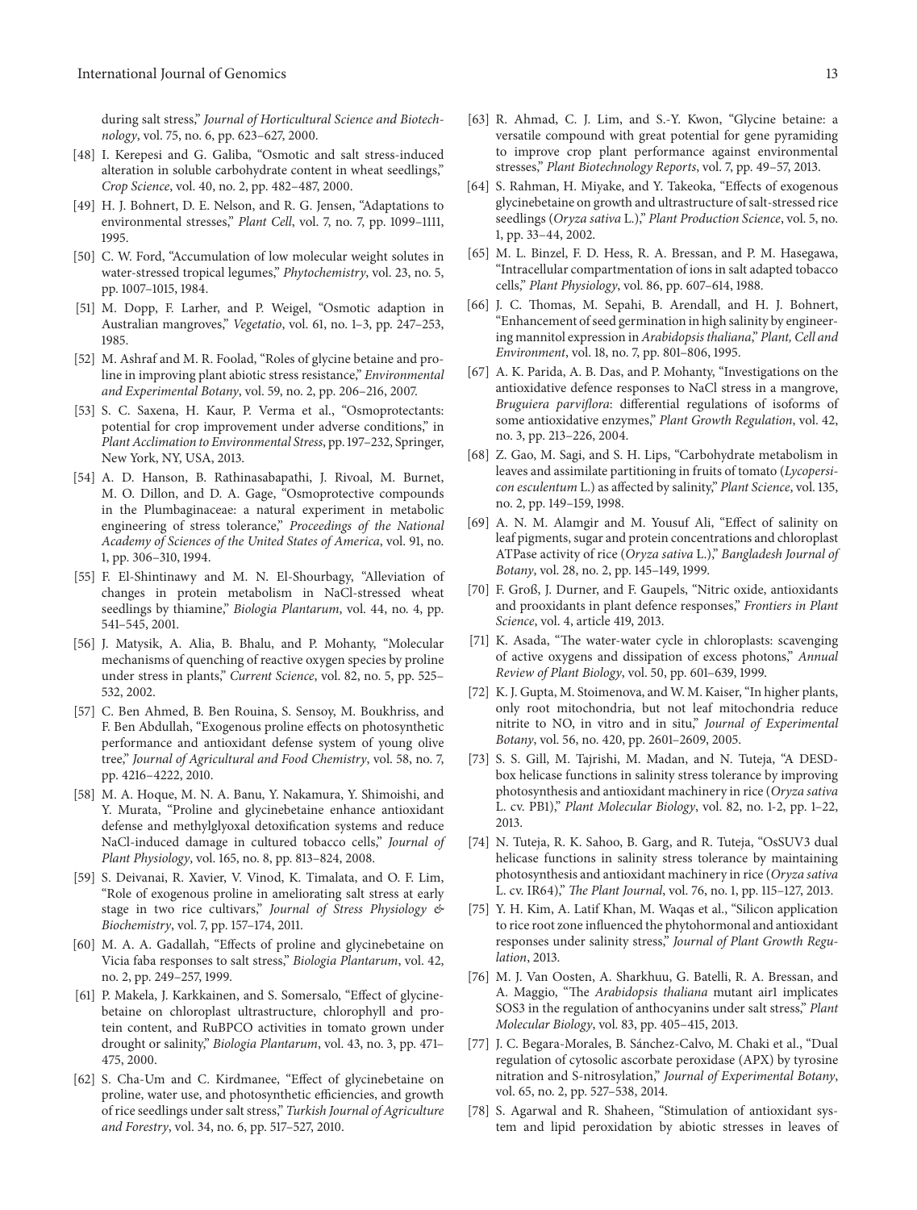during salt stress," *Journal of Horticultural Science and Biotechnology*, vol. 75, no. 6, pp. 623–627, 2000.

[48] I. Kerepesi and G. Galiba, "Osmotic and salt stress-induced alteration in soluble carbohydrate content in wheat seedlings," *Crop Science*, vol. 40, no. 2, pp. 482–487, 2000.

[49] H. J. Bohnert, D. E. Nelson, and R. G. Jensen, "Adaptations to environmental stresses," *Plant Cell*, vol. 7, no. 7, pp. 1099–1111, 1995.

[50] C. W. Ford, "Accumulation of low molecular weight solutes in water-stressed tropical legumes," *Phytochemistry*, vol. 23, no. 5, pp. 1007–1015, 1984.

[51] M. Dopp, F. Larher, and P. Weigel, "Osmotic adaption in Australian mangroves," *Vegetatio*, vol. 61, no. 1–3, pp. 247–253, 1985.

[52] M. Ashraf and M. R. Foolad, "Roles of glycine betaine and proline in improving plant abiotic stress resistance," *Environmental and Experimental Botany*, vol. 59, no. 2, pp. 206–216, 2007.

[53] S. C. Saxena, H. Kaur, P. Verma et al., "Osmoprotectants: potential for crop improvement under adverse conditions," in *Plant Acclimation to Environmental Stress*, pp. 197–232, Springer, New York, NY, USA, 2013.

[54] A. D. Hanson, B. Rathinasabapathi, J. Rivoal, M. Burnet, M. O. Dillon, and D. A. Gage, "Osmoprotective compounds in the Plumbaginaceae: a natural experiment in metabolic engineering of stress tolerance," *Proceedings of the National Academy of Sciences of the United States of America*, vol. 91, no. 1, pp. 306–310, 1994.

[55] F. El-Shintinawy and M. N. El-Shourbagy, "Alleviation of changes in protein metabolism in NaCl-stressed wheat seedlings by thiamine," *Biologia Plantarum*, vol. 44, no. 4, pp. 541–545, 2001.

[56] J. Matysik, A. Alia, B. Bhalu, and P. Mohanty, "Molecular mechanisms of quenching of reactive oxygen species by proline under stress in plants," *Current Science*, vol. 82, no. 5, pp. 525–532, 2002.

[57] C. Ben Ahmed, B. Ben Rouina, S. Sensoy, M. Boukhriss, and F. Ben Abdullah, "Exogenous proline effects on photosynthetic performance and antioxidant defense system of young olive tree," *Journal of Agricultural and Food Chemistry*, vol. 58, no. 7, pp. 4216–4222, 2010.

[58] M. A. Hoque, M. N. A. Banu, Y. Nakamura, Y. Shimoishi, and Y. Murata, "Proline and glycinebetaine enhance antioxidant defense and methylglyoxal detoxification systems and reduce NaCl-induced damage in cultured tobacco cells," *Journal of Plant Physiology*, vol. 165, no. 8, pp. 813–824, 2008.

[59] S. Deivanai, R. Xavier, V. Vinod, K. Timalata, and O. F. Lim, "Role of exogenous proline in ameliorating salt stress at early stage in two rice cultivars," *Journal of Stress Physiology & Biochemistry*, vol. 7, pp. 157–174, 2011.

[60] M. A. A. Gadallah, "Effects of proline and glycinebetaine on Vicia faba responses to salt stress," *Biologia Plantarum*, vol. 42, no. 2, pp. 249–257, 1999.

[61] P. Makela, J. Karkkainen, and S. Somersalo, "Effect of glycinebetaine on chloroplast ultrastructure, chlorophyll and protein content, and RuBPCO activities in tomato grown under drought or salinity," *Biologia Plantarum*, vol. 43, no. 3, pp. 471–475, 2000.

[62] S. Cha-Um and C. Kirdmanee, "Effect of glycinebetaine on proline, water use, and photosynthetic efficiencies, and growth of rice seedlings under salt stress," *Turkish Journal of Agriculture and Forestry*, vol. 34, no. 6, pp. 517–527, 2010.

[63] R. Ahmad, C. J. Lim, and S.-Y. Kwon, "Glycine betaine: a versatile compound with great potential for gene pyramiding to improve crop plant performance against environmental stresses," *Plant Biotechnology Reports*, vol. 7, pp. 49–57, 2013.

[64] S. Rahman, H. Miyake, and Y. Takeoka, "Effects of exogenous glycinebetaine on growth and ultrastructure of salt-stressed rice seedlings (*Oryza sativa* L.)," *Plant Production Science*, vol. 5, no. 1, pp. 33–44, 2002.

[65] M. L. Binzel, F. D. Hess, R. A. Bressan, and P. M. Hasegawa, "Intracellular compartmentation of ions in salt adapted tobacco cells," *Plant Physiology*, vol. 86, pp. 607–614, 1988.

[66] J. C. Thomas, M. Sepahi, B. Arendall, and H. J. Bohnert, "Enhancement of seed germination in high salinity by engineering mannitol expression in *Arabidopsis thaliana*," *Plant, Cell and Environment*, vol. 18, no. 7, pp. 801–806, 1995.

[67] A. K. Parida, A. B. Das, and P. Mohanty, "Investigations on the antioxidative defence responses to NaCl stress in a mangrove, *Bruguiera parviflora*: differential regulations of isoforms of some antioxidative enzymes," *Plant Growth Regulation*, vol. 42, no. 3, pp. 213–226, 2004.

[68] Z. Gao, M. Sagi, and S. H. Lips, "Carbohydrate metabolism in leaves and assimilate partitioning in fruits of tomato (*Lycopersicon esculentum* L.) as affected by salinity," *Plant Science*, vol. 135, no. 2, pp. 149–159, 1998.

[69] A. N. M. Alamgir and M. Yousuf Ali, "Effect of salinity on leaf pigments, sugar and protein concentrations and chloroplast ATPase activity of rice (*Oryza sativa* L.)," *Bangladesh Journal of Botany*, vol. 28, no. 2, pp. 145–149, 1999.

[70] F. Groß, J. Durner, and F. Gaupels, "Nitric oxide, antioxidants and prooxidants in plant defence responses," *Frontiers in Plant Science*, vol. 4, article 419, 2013.

[71] K. Asada, "The water-water cycle in chloroplasts: scavenging of active oxygens and dissipation of excess photons," *Annual Review of Plant Biology*, vol. 50, pp. 601–639, 1999.

[72] K. J. Gupta, M. Stoimenova, and W. M. Kaiser, "In higher plants, only root mitochondria, but not leaf mitochondria reduce nitrite to NO, in vitro and in situ," *Journal of Experimental Botany*, vol. 56, no. 420, pp. 2601–2609, 2005.

[73] S. S. Gill, M. Tajrishi, M. Madan, and N. Tuteja, "A DESD-box helicase functions in salinity stress tolerance by improving photosynthesis and antioxidant machinery in rice (*Oryza sativa* L. cv. PB1)," *Plant Molecular Biology*, vol. 82, no. 1-2, pp. 1–22, 2013.

[74] N. Tuteja, R. K. Sahoo, B. Garg, and R. Tuteja, "OsSUV3 dual helicase functions in salinity stress tolerance by maintaining photosynthesis and antioxidant machinery in rice (*Oryza sativa* L. cv. IR64)," *The Plant Journal*, vol. 76, no. 1, pp. 115–127, 2013.

[75] Y. H. Kim, A. Latif Khan, M. Waqas et al., "Silicon application to rice root zone influenced the phytohormonal and antioxidant responses under salinity stress," *Journal of Plant Growth Regulation*, 2013.

[76] M. J. Van Oosten, A. Sharkhuu, G. Batelli, R. A. Bressan, and A. Maggio, "The *Arabidopsis thaliana* mutant air1 implicates SOS3 in the regulation of anthocyanins under salt stress," *Plant Molecular Biology*, vol. 83, pp. 405–415, 2013.

[77] J. C. Begara-Morales, B. Sánchez-Calvo, M. Chaki et al., "Dual regulation of cytosolic ascorbate peroxidase (APX) by tyrosine nitration and S-nitrosylation," *Journal of Experimental Botany*, vol. 65, no. 2, pp. 527–538, 2014.

[78] S. Agarwal and R. Shaheen, "Stimulation of antioxidant system and lipid peroxidation by abiotic stresses in leaves of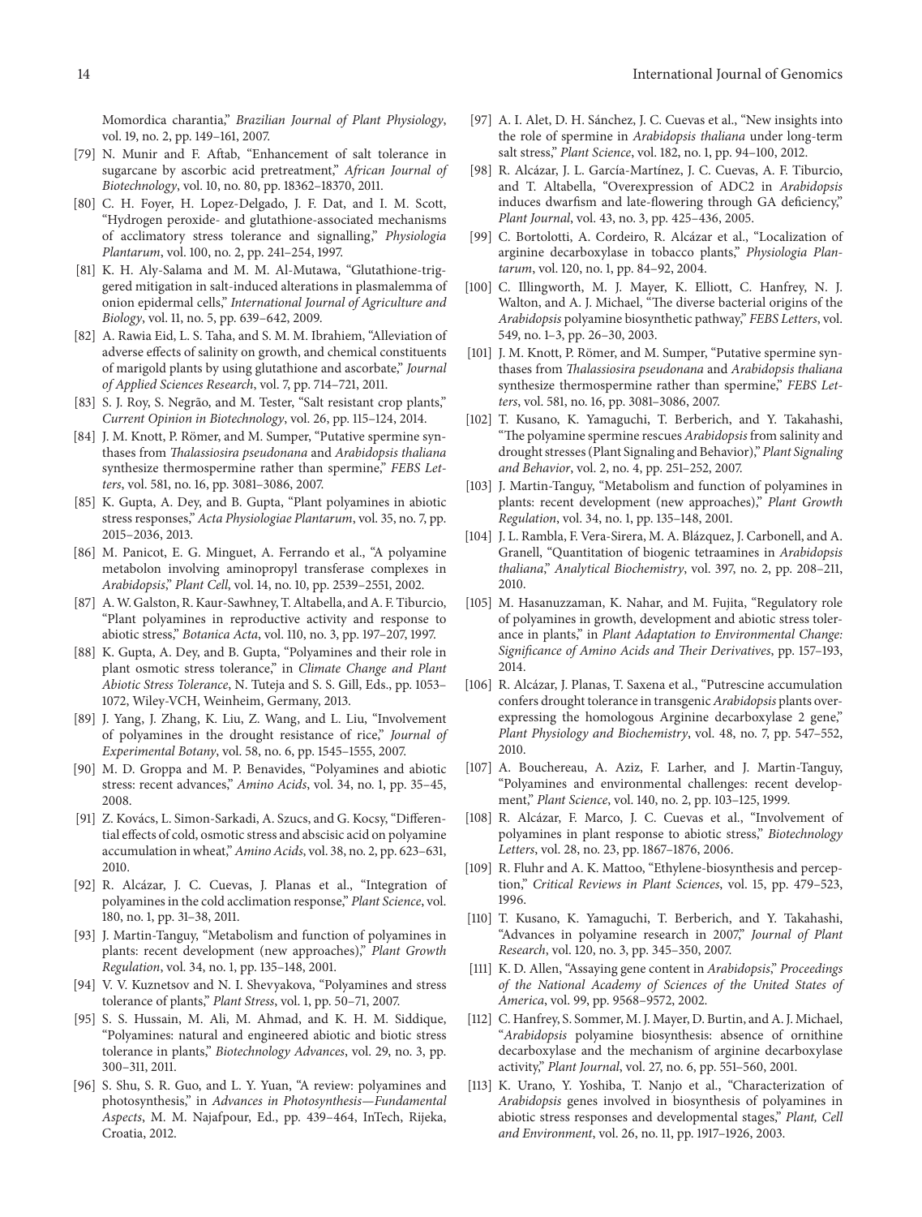Momordica charantia," *Brazilian Journal of Plant Physiology*, vol. 19, no. 2, pp. 149–161, 2007.

[79] N. Munir and F. Aftab, "Enhancement of salt tolerance in sugarcane by ascorbic acid pretreatment," *African Journal of Biotechnology*, vol. 10, no. 80, pp. 18362–18370, 2011.

[80] C. H. Foyer, H. Lopez-Delgado, J. F. Dat, and I. M. Scott, "Hydrogen peroxide- and glutathione-associated mechanisms of acclimatory stress tolerance and signalling," *Physiologia Plantarum*, vol. 100, no. 2, pp. 241–254, 1997.

[81] K. H. Aly-Salama and M. M. Al-Mutawa, "Glutathione-triggered mitigation in salt-induced alterations in plasmalemma of onion epidermal cells," *International Journal of Agriculture and Biology*, vol. 11, no. 5, pp. 639–642, 2009.

[82] A. Rawia Eid, L. S. Taha, and S. M. M. Ibrahiem, "Alleviation of adverse effects of salinity on growth, and chemical constituents of marigold plants by using glutathione and ascorbate," *Journal of Applied Sciences Research*, vol. 7, pp. 714–721, 2011.

[83] S. J. Roy, S. Negrão, and M. Tester, "Salt resistant crop plants," *Current Opinion in Biotechnology*, vol. 26, pp. 115–124, 2014.

[84] J. M. Knott, P. Römer, and M. Sumper, "Putative spermine synthases from *Thalassiosira pseudonana* and *Arabidopsis thaliana* synthesize thermospermine rather than spermine," *FEBS Letters*, vol. 581, no. 16, pp. 3081–3086, 2007.

[85] K. Gupta, A. Dey, and B. Gupta, "Plant polyamines in abiotic stress responses," *Acta Physiologiae Plantarum*, vol. 35, no. 7, pp. 2015–2036, 2013.

[86] M. Panicot, E. G. Minguet, A. Ferrando et al., "A polyamine metabolon involving aminopropyl transferase complexes in *Arabidopsis*," *Plant Cell*, vol. 14, no. 10, pp. 2539–2551, 2002.

[87] A. W. Galston, R. Kaur-Sawhney, T. Altabella, and A. F. Tiburcio, "Plant polyamines in reproductive activity and response to abiotic stress," *Botanica Acta*, vol. 110, no. 3, pp. 197–207, 1997.

[88] K. Gupta, A. Dey, and B. Gupta, "Polyamines and their role in plant osmotic stress tolerance," in *Climate Change and Plant Abiotic Stress Tolerance*, N. Tuteja and S. S. Gill, Eds., pp. 1053–1072, Wiley-VCH, Weinheim, Germany, 2013.

[89] J. Yang, J. Zhang, K. Liu, Z. Wang, and L. Liu, "Involvement of polyamines in the drought resistance of rice," *Journal of Experimental Botany*, vol. 58, no. 6, pp. 1545–1555, 2007.

[90] M. D. Groppa and M. P. Benavides, "Polyamines and abiotic stress: recent advances," *Amino Acids*, vol. 34, no. 1, pp. 35–45, 2008.

[91] Z. Kovács, L. Simon-Sarkadi, A. Szucs, and G. Kocsy, "Differential effects of cold, osmotic stress and abscisic acid on polyamine accumulation in wheat," *Amino Acids*, vol. 38, no. 2, pp. 623–631, 2010.

[92] R. Alcázar, J. C. Cuevas, J. Planas et al., "Integration of polyamines in the cold acclimation response," *Plant Science*, vol. 180, no. 1, pp. 31–38, 2011.

[93] J. Martin-Tanguy, "Metabolism and function of polyamines in plants: recent development (new approaches)," *Plant Growth Regulation*, vol. 34, no. 1, pp. 135–148, 2001.

[94] V. V. Kuznetsov and N. I. Shevyakova, "Polyamines and stress tolerance of plants," *Plant Stress*, vol. 1, pp. 50–71, 2007.

[95] S. S. Hussain, M. Ali, M. Ahmad, and K. H. M. Siddique, "Polyamines: natural and engineered abiotic and biotic stress tolerance in plants," *Biotechnology Advances*, vol. 29, no. 3, pp. 300–311, 2011.

[96] S. Shu, S. R. Guo, and L. Y. Yuan, "A review: polyamines and photosynthesis," in *Advances in Photosynthesis—Fundamental Aspects*, M. M. Najafpour, Ed., pp. 439–464, InTech, Rijeka, Croatia, 2012.

[97] A. I. Alet, D. H. Sánchez, J. C. Cuevas et al., "New insights into the role of spermine in *Arabidopsis thaliana* under long-term salt stress," *Plant Science*, vol. 182, no. 1, pp. 94–100, 2012.

[98] R. Alcázar, J. L. García-Martínez, J. C. Cuevas, A. F. Tiburcio, and T. Altabella, "Overexpression of ADC2 in *Arabidopsis* induces dwarfism and late-flowering through GA deficiency," *Plant Journal*, vol. 43, no. 3, pp. 425–436, 2005.

[99] C. Bortolotti, A. Cordeiro, R. Alcázar et al., "Localization of arginine decarboxylase in tobacco plants," *Physiologia Plantarum*, vol. 120, no. 1, pp. 84–92, 2004.

[100] C. Illingworth, M. J. Mayer, K. Elliott, C. Hanfrey, N. J. Walton, and A. J. Michael, "The diverse bacterial origins of the *Arabidopsis* polyamine biosynthetic pathway," *FEBS Letters*, vol. 549, no. 1–3, pp. 26–30, 2003.

[101] J. M. Knott, P. Römer, and M. Sumper, "Putative spermine synthases from *Thalassiosira pseudonana* and *Arabidopsis thaliana* synthesize thermospermine rather than spermine," *FEBS Letters*, vol. 581, no. 16, pp. 3081–3086, 2007.

[102] T. Kusano, K. Yamaguchi, T. Berberich, and Y. Takahashi, "The polyamine spermine rescues *Arabidopsis* from salinity and drought stresses (Plant Signaling and Behavior)," *Plant Signaling and Behavior*, vol. 2, no. 4, pp. 251–252, 2007.

[103] J. Martin-Tanguy, "Metabolism and function of polyamines in plants: recent development (new approaches)," *Plant Growth Regulation*, vol. 34, no. 1, pp. 135–148, 2001.

[104] J. L. Rambla, F. Vera-Sirera, M. A. Blázquez, J. Carbonell, and A. Granell, "Quantitation of biogenic tetraamines in *Arabidopsis thaliana*," *Analytical Biochemistry*, vol. 397, no. 2, pp. 208–211, 2010.

[105] M. Hasanuzzaman, K. Nahar, and M. Fujita, "Regulatory role of polyamines in growth, development and abiotic stress tolerance in plants," in *Plant Adaptation to Environmental Change: Significance of Amino Acids and Their Derivatives*, pp. 157–193, 2014.

[106] R. Alcázar, J. Planas, T. Saxena et al., "Putrescine accumulation confers drought tolerance in transgenic *Arabidopsis* plants overexpressing the homologous Arginine decarboxylase 2 gene," *Plant Physiology and Biochemistry*, vol. 48, no. 7, pp. 547–552, 2010.

[107] A. Bouchereau, A. Aziz, F. Larher, and J. Martin-Tanguy, "Polyamines and environmental challenges: recent development," *Plant Science*, vol. 140, no. 2, pp. 103–125, 1999.

[108] R. Alcázar, F. Marco, J. C. Cuevas et al., "Involvement of polyamines in plant response to abiotic stress," *Biotechnology Letters*, vol. 28, no. 23, pp. 1867–1876, 2006.

[109] R. Fluhr and A. K. Mattoo, "Ethylene-biosynthesis and perception," *Critical Reviews in Plant Sciences*, vol. 15, pp. 479–523, 1996.

[110] T. Kusano, K. Yamaguchi, T. Berberich, and Y. Takahashi, "Advances in polyamine research in 2007," *Journal of Plant Research*, vol. 120, no. 3, pp. 345–350, 2007.

[111] K. D. Allen, "Assaying gene content in *Arabidopsis*," *Proceedings of the National Academy of Sciences of the United States of America*, vol. 99, pp. 9568–9572, 2002.

[112] C. Hanfrey, S. Sommer, M. J. Mayer, D. Burtin, and A. J. Michael, "*Arabidopsis* polyamine biosynthesis: absence of ornithine decarboxylase and the mechanism of arginine decarboxylase activity," *Plant Journal*, vol. 27, no. 6, pp. 551–560, 2001.

[113] K. Urano, Y. Yoshiba, T. Nanjo et al., "Characterization of *Arabidopsis* genes involved in biosynthesis of polyamines in abiotic stress responses and developmental stages," *Plant, Cell and Environment*, vol. 26, no. 11, pp. 1917–1926, 2003.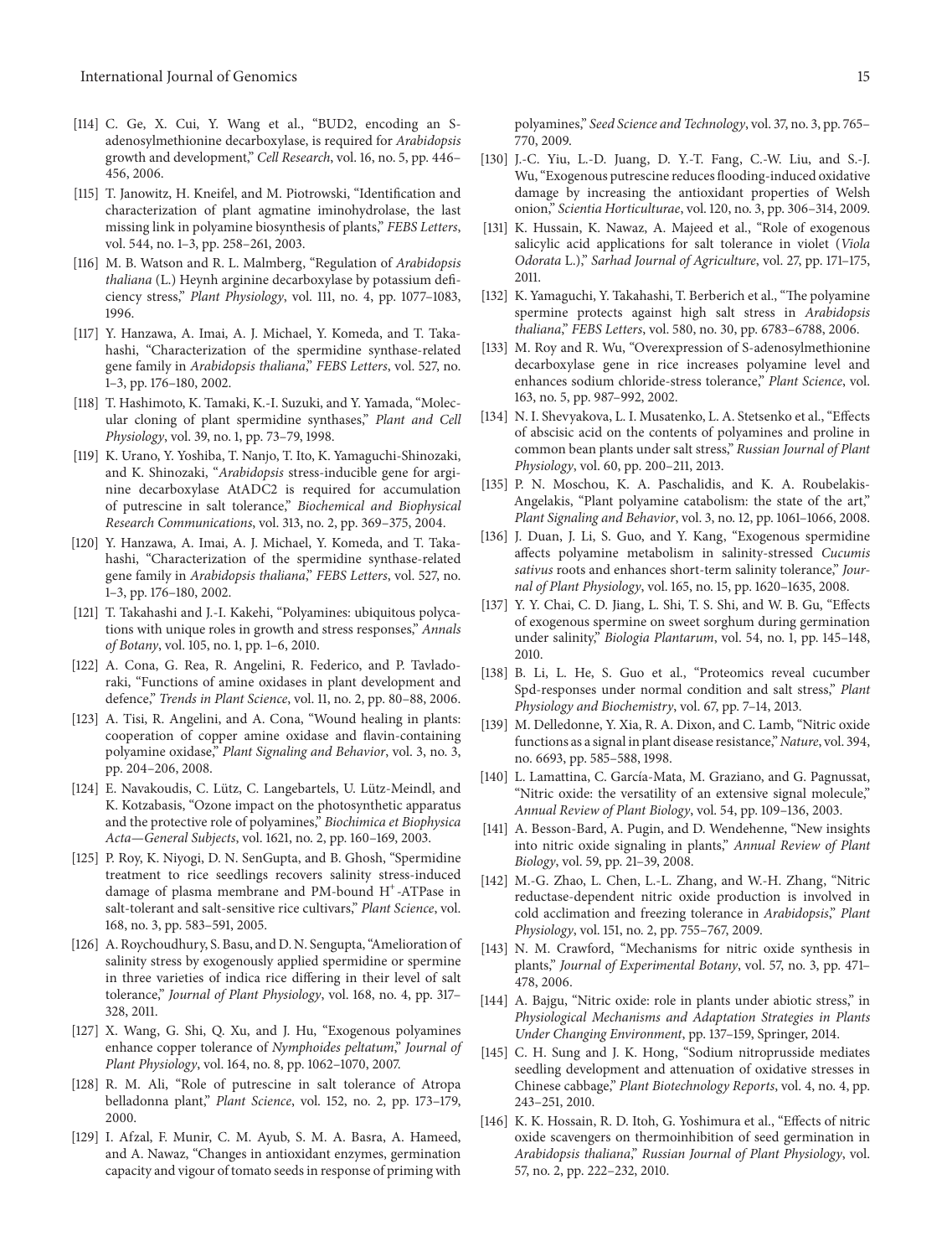[114] C. Ge, X. Cui, Y. Wang et al., "BUD2, encoding an S-adenosylmethionine decarboxylase, is required for *Arabidopsis* growth and development," *Cell Research*, vol. 16, no. 5, pp. 446–456, 2006.

[115] T. Janowitz, H. Kneifel, and M. Piotrowski, "Identification and characterization of plant agmatine iminohydrolase, the last missing link in polyamine biosynthesis of plants," *FEBS Letters*, vol. 544, no. 1–3, pp. 258–261, 2003.

[116] M. B. Watson and R. L. Malmberg, "Regulation of *Arabidopsis thaliana* (L.) Heynh arginine decarboxylase by potassium deficiency stress," *Plant Physiology*, vol. 111, no. 4, pp. 1077–1083, 1996.

[117] Y. Hanzawa, A. Imai, A. J. Michael, Y. Komeda, and T. Takahashi, "Characterization of the spermidine synthase-related gene family in *Arabidopsis thaliana*," *FEBS Letters*, vol. 527, no. 1–3, pp. 176–180, 2002.

[118] T. Hashimoto, K. Tamaki, K.-I. Suzuki, and Y. Yamada, "Molecular cloning of plant spermidine synthases," *Plant and Cell Physiology*, vol. 39, no. 1, pp. 73–79, 1998.

[119] K. Urano, Y. Yoshiba, T. Nanjo, T. Ito, K. Yamaguchi-Shinozaki, and K. Shinozaki, "*Arabidopsis* stress-inducible gene for arginine decarboxylase AtADC2 is required for accumulation of putrescine in salt tolerance," *Biochemical and Biophysical Research Communications*, vol. 313, no. 2, pp. 369–375, 2004.

[120] Y. Hanzawa, A. Imai, A. J. Michael, Y. Komeda, and T. Takahashi, "Characterization of the spermidine synthase-related gene family in *Arabidopsis thaliana*," *FEBS Letters*, vol. 527, no. 1–3, pp. 176–180, 2002.

[121] T. Takahashi and J.-I. Kakehi, "Polyamines: ubiquitous polycations with unique roles in growth and stress responses," *Annals of Botany*, vol. 105, no. 1, pp. 1–6, 2010.

[122] A. Cona, G. Rea, R. Angelini, R. Federico, and P. Tavladoraki, "Functions of amine oxidases in plant development and defence," *Trends in Plant Science*, vol. 11, no. 2, pp. 80–88, 2006.

[123] A. Tisi, R. Angelini, and A. Cona, "Wound healing in plants: cooperation of copper amine oxidase and flavin-containing polyamine oxidase," *Plant Signaling and Behavior*, vol. 3, no. 3, pp. 204–206, 2008.

[124] E. Navakoudis, C. Lütz, C. Langebartels, U. Lütz-Meindl, and K. Kotzabasis, "Ozone impact on the photosynthetic apparatus and the protective role of polyamines," *Biochimica et Biophysica Acta—General Subjects*, vol. 1621, no. 2, pp. 160–169, 2003.

[125] P. Roy, K. Niyogi, D. N. SenGupta, and B. Ghosh, "Spermidine treatment to rice seedlings recovers salinity stress-induced damage of plasma membrane and PM-bound $H^+$-ATPase in salt-tolerant and salt-sensitive rice cultivars," *Plant Science*, vol. 168, no. 3, pp. 583–591, 2005.

[126] A. Roychoudhury, S. Basu, and D. N. Sengupta, "Amelioration of salinity stress by exogenously applied spermidine or spermine in three varieties of indica rice differing in their level of salt tolerance," *Journal of Plant Physiology*, vol. 168, no. 4, pp. 317–328, 2011.

[127] X. Wang, G. Shi, Q. Xu, and J. Hu, "Exogenous polyamines enhance copper tolerance of *Nymphoides peltatum*," *Journal of Plant Physiology*, vol. 164, no. 8, pp. 1062–1070, 2007.

[128] R. M. Ali, "Role of putrescine in salt tolerance of Atropa belladonna plant," *Plant Science*, vol. 152, no. 2, pp. 173–179, 2000.

[129] I. Afzal, F. Munir, C. M. Ayub, S. M. A. Basra, A. Hameed, and A. Nawaz, "Changes in antioxidant enzymes, germination capacity and vigour of tomato seeds in response of priming with polyamines," *Seed Science and Technology*, vol. 37, no. 3, pp. 765–770, 2009.

[130] J.-C. Yiu, L.-D. Juang, D. Y.-T. Fang, C.-W. Liu, and S.-J. Wu, "Exogenous putrescine reduces flooding-induced oxidative damage by increasing the antioxidant properties of Welsh onion," *Scientia Horticulturae*, vol. 120, no. 3, pp. 306–314, 2009.

[131] K. Hussain, K. Nawaz, A. Majeed et al., "Role of exogenous salicylic acid applications for salt tolerance in violet (*Viola Odorata* L.)," *Sarhad Journal of Agriculture*, vol. 27, pp. 171–175, 2011.

[132] K. Yamaguchi, Y. Takahashi, T. Berberich et al., "The polyamine spermine protects against high salt stress in *Arabidopsis thaliana*," *FEBS Letters*, vol. 580, no. 30, pp. 6783–6788, 2006.

[133] M. Roy and R. Wu, "Overexpression of S-adenosylmethionine decarboxylase gene in rice increases polyamine level and enhances sodium chloride-stress tolerance," *Plant Science*, vol. 163, no. 5, pp. 987–992, 2002.

[134] N. I. Shevyakova, L. I. Musatenko, L. A. Stetsenko et al., "Effects of abscisic acid on the contents of polyamines and proline in common bean plants under salt stress," *Russian Journal of Plant Physiology*, vol. 60, pp. 200–211, 2013.

[135] P. N. Moschou, K. A. Paschalidis, and K. A. Roubelakis-Angelakis, "Plant polyamine catabolism: the state of the art," *Plant Signaling and Behavior*, vol. 3, no. 12, pp. 1061–1066, 2008.

[136] J. Duan, J. Li, S. Guo, and Y. Kang, "Exogenous spermidine affects polyamine metabolism in salinity-stressed *Cucumis sativus* roots and enhances short-term salinity tolerance," *Journal of Plant Physiology*, vol. 165, no. 15, pp. 1620–1635, 2008.

[137] Y. Y. Chai, C. D. Jiang, L. Shi, T. S. Shi, and W. B. Gu, "Effects of exogenous spermine on sweet sorghum during germination under salinity," *Biologia Plantarum*, vol. 54, no. 1, pp. 145–148, 2010.

[138] B. Li, L. He, S. Guo et al., "Proteomics reveal cucumber Spd-responses under normal condition and salt stress," *Plant Physiology and Biochemistry*, vol. 67, pp. 7–14, 2013.

[139] M. Delledonne, Y. Xia, R. A. Dixon, and C. Lamb, "Nitric oxide functions as a signal in plant disease resistance," *Nature*, vol. 394, no. 6693, pp. 585–588, 1998.

[140] L. Lamattina, C. García-Mata, M. Graziano, and G. Pagnussat, "Nitric oxide: the versatility of an extensive signal molecule," *Annual Review of Plant Biology*, vol. 54, pp. 109–136, 2003.

[141] A. Besson-Bard, A. Pugin, and D. Wendehenne, "New insights into nitric oxide signaling in plants," *Annual Review of Plant Biology*, vol. 59, pp. 21–39, 2008.

[142] M.-G. Zhao, L. Chen, L.-L. Zhang, and W.-H. Zhang, "Nitric reductase-dependent nitric oxide production is involved in cold acclimation and freezing tolerance in *Arabidopsis*," *Plant Physiology*, vol. 151, no. 2, pp. 755–767, 2009.

[143] N. M. Crawford, "Mechanisms for nitric oxide synthesis in plants," *Journal of Experimental Botany*, vol. 57, no. 3, pp. 471–478, 2006.

[144] A. Bajgu, "Nitric oxide: role in plants under abiotic stress," in *Physiological Mechanisms and Adaptation Strategies in Plants Under Changing Environment*, pp. 137–159, Springer, 2014.

[145] C. H. Sung and J. K. Hong, "Sodium nitroprusside mediates seedling development and attenuation of oxidative stresses in Chinese cabbage," *Plant Biotechnology Reports*, vol. 4, no. 4, pp. 243–251, 2010.

[146] K. K. Hossain, R. D. Itoh, G. Yoshimura et al., "Effects of nitric oxide scavengers on thermoinhibition of seed germination in *Arabidopsis thaliana*," *Russian Journal of Plant Physiology*, vol. 57, no. 2, pp. 222–232, 2010.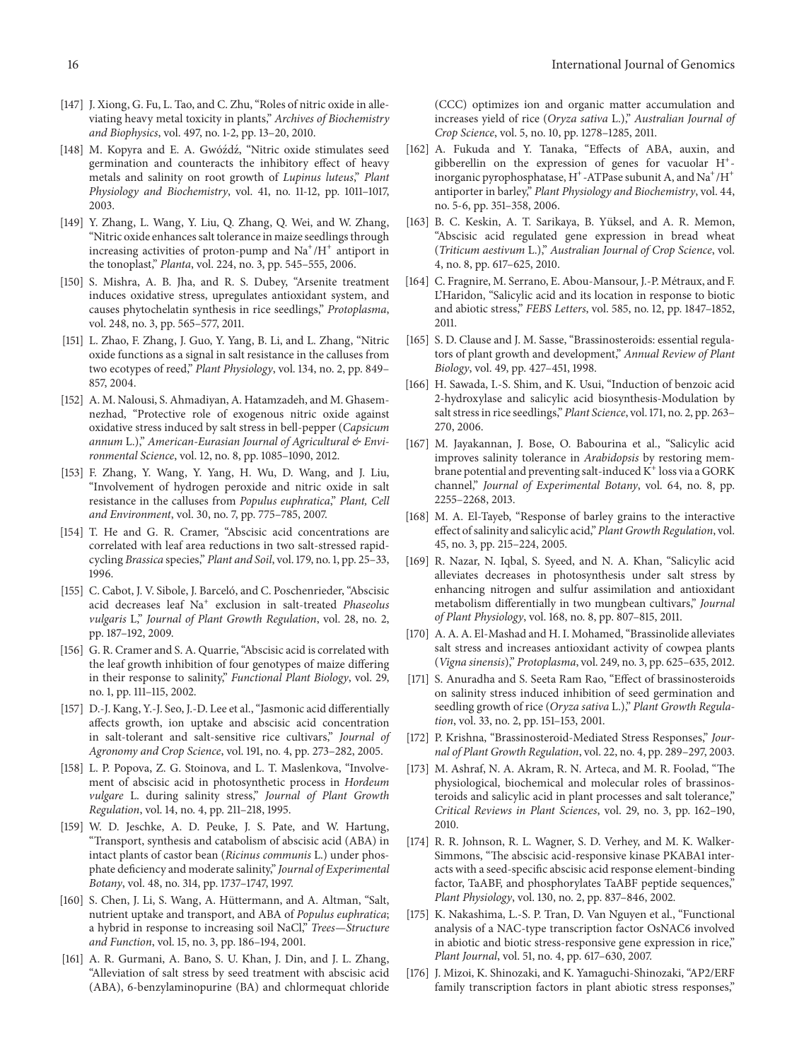[147] J. Xiong, G. Fu, L. Tao, and C. Zhu, "Roles of nitric oxide in alleviating heavy metal toxicity in plants," *Archives of Biochemistry and Biophysics*, vol. 497, no. 1-2, pp. 13–20, 2010.

[148] M. Kopyra and E. A. Gwóźdź, "Nitric oxide stimulates seed germination and counteracts the inhibitory effect of heavy metals and salinity on root growth of *Lupinus luteus*," *Plant Physiology and Biochemistry*, vol. 41, no. 11-12, pp. 1011–1017, 2003.

[149] Y. Zhang, L. Wang, Y. Liu, Q. Zhang, Q. Wei, and W. Zhang, "Nitric oxide enhances salt tolerance in maize seedlings through increasing activities of proton-pump and $Na^+/H^+$ antiport in the tonoplast," *Planta*, vol. 224, no. 3, pp. 545–555, 2006.

[150] S. Mishra, A. B. Jha, and R. S. Dubey, "Arsenite treatment induces oxidative stress, upregulates antioxidant system, and causes phytochelatin synthesis in rice seedlings," *Protoplasma*, vol. 248, no. 3, pp. 565–577, 2011.

[151] L. Zhao, F. Zhang, J. Guo, Y. Yang, B. Li, and L. Zhang, "Nitric oxide functions as a signal in salt resistance in the calluses from two ecotypes of reed," *Plant Physiology*, vol. 134, no. 2, pp. 849–857, 2004.

[152] A. M. Nalousi, S. Ahmadiyan, A. Hatamzadeh, and M. Ghasemnezhad, "Protective role of exogenous nitric oxide against oxidative stress induced by salt stress in bell-pepper (*Capsicum annum* L.)," *American-Eurasian Journal of Agricultural & Environmental Science*, vol. 12, no. 8, pp. 1085–1090, 2012.

[153] F. Zhang, Y. Wang, Y. Yang, H. Wu, D. Wang, and J. Liu, "Involvement of hydrogen peroxide and nitric oxide in salt resistance in the calluses from *Populus euphratica*," *Plant, Cell and Environment*, vol. 30, no. 7, pp. 775–785, 2007.

[154] T. He and G. R. Cramer, "Abscisic acid concentrations are correlated with leaf area reductions in two salt-stressed rapid-cycling *Brassica* species," *Plant and Soil*, vol. 179, no. 1, pp. 25–33, 1996.

[155] C. Cabot, J. V. Sibole, J. Barceló, and C. Poschenrieder, "Abscisic acid decreases leaf $Na^+$ exclusion in salt-treated *Phaseolus vulgaris* L," *Journal of Plant Growth Regulation*, vol. 28, no. 2, pp. 187–192, 2009.

[156] G. R. Cramer and S. A. Quarrie, "Abscisic acid is correlated with the leaf growth inhibition of four genotypes of maize differing in their response to salinity," *Functional Plant Biology*, vol. 29, no. 1, pp. 111–115, 2002.

[157] D.-J. Kang, Y.-J. Seo, J.-D. Lee et al., "Jasmonic acid differentially affects growth, ion uptake and abscisic acid concentration in salt-tolerant and salt-sensitive rice cultivars," *Journal of Agronomy and Crop Science*, vol. 191, no. 4, pp. 273–282, 2005.

[158] L. P. Popova, Z. G. Stoinova, and L. T. Maslenkova, "Involvement of abscisic acid in photosynthetic process in *Hordeum vulgare* L. during salinity stress," *Journal of Plant Growth Regulation*, vol. 14, no. 4, pp. 211–218, 1995.

[159] W. D. Jeschke, A. D. Peuke, J. S. Pate, and W. Hartung, "Transport, synthesis and catabolism of abscisic acid (ABA) in intact plants of castor bean (*Ricinus communis* L.) under phosphate deficiency and moderate salinity," *Journal of Experimental Botany*, vol. 48, no. 314, pp. 1737–1747, 1997.

[160] S. Chen, J. Li, S. Wang, A. Hüttermann, and A. Altman, "Salt, nutrient uptake and transport, and ABA of *Populus euphratica*; a hybrid in response to increasing soil NaCl," *Trees—Structure and Function*, vol. 15, no. 3, pp. 186–194, 2001.

[161] A. R. Gurmani, A. Bano, S. U. Khan, J. Din, and J. L. Zhang, "Alleviation of salt stress by seed treatment with abscisic acid (ABA), 6-benzylaminopurine (BA) and chlormequat chloride (CCC) optimizes ion and organic matter accumulation and increases yield of rice (*Oryza sativa* L.)," *Australian Journal of Crop Science*, vol. 5, no. 10, pp. 1278–1285, 2011.

[162] A. Fukuda and Y. Tanaka, "Effects of ABA, auxin, and gibberellin on the expression of genes for vacuolar $H^+$-inorganic pyrophosphatase, $H^+$-ATPase subunit A, and $Na^+/H^+$ antiporter in barley," *Plant Physiology and Biochemistry*, vol. 44, no. 5-6, pp. 351–358, 2006.

[163] B. C. Keskin, A. T. Sarikaya, B. Yüksel, and A. R. Memon, "Abscisic acid regulated gene expression in bread wheat (*Triticum aestivum* L.)," *Australian Journal of Crop Science*, vol. 4, no. 8, pp. 617–625, 2010.

[164] C. Fragnire, M. Serrano, E. Abou-Mansour, J.-P. Métraux, and F. L'Haridon, "Salicylic acid and its location in response to biotic and abiotic stress," *FEBS Letters*, vol. 585, no. 12, pp. 1847–1852, 2011.

[165] S. D. Clause and J. M. Sasse, "Brassinosteroids: essential regulators of plant growth and development," *Annual Review of Plant Biology*, vol. 49, pp. 427–451, 1998.

[166] H. Sawada, I.-S. Shim, and K. Usui, "Induction of benzoic acid 2-hydroxylase and salicylic acid biosynthesis-Modulation by salt stress in rice seedlings," *Plant Science*, vol. 171, no. 2, pp. 263–270, 2006.

[167] M. Jayakannan, J. Bose, O. Babourina et al., "Salicylic acid improves salinity tolerance in *Arabidopsis* by restoring membrane potential and preventing salt-induced $K^+$ loss via a GORK channel," *Journal of Experimental Botany*, vol. 64, no. 8, pp. 2255–2268, 2013.

[168] M. A. El-Tayeb, "Response of barley grains to the interactive effect of salinity and salicylic acid," *Plant Growth Regulation*, vol. 45, no. 3, pp. 215–224, 2005.

[169] R. Nazar, N. Iqbal, S. Syeed, and N. A. Khan, "Salicylic acid alleviates decreases in photosynthesis under salt stress by enhancing nitrogen and sulfur assimilation and antioxidant metabolism differentially in two mungbean cultivars," *Journal of Plant Physiology*, vol. 168, no. 8, pp. 807–815, 2011.

[170] A. A. A. El-Mashad and H. I. Mohamed, "Brassinolide alleviates salt stress and increases antioxidant activity of cowpea plants (*Vigna sinensis*)," *Protoplasma*, vol. 249, no. 3, pp. 625–635, 2012.

[171] S. Anuradha and S. Seeta Ram Rao, "Effect of brassinosteroids on salinity stress induced inhibition of seed germination and seedling growth of rice (*Oryza sativa* L.)," *Plant Growth Regulation*, vol. 33, no. 2, pp. 151–153, 2001.

[172] P. Krishna, "Brassinosteroid-Mediated Stress Responses," *Journal of Plant Growth Regulation*, vol. 22, no. 4, pp. 289–297, 2003.

[173] M. Ashraf, N. A. Akram, R. N. Arteca, and M. R. Foolad, "The physiological, biochemical and molecular roles of brassinosteroids and salicylic acid in plant processes and salt tolerance," *Critical Reviews in Plant Sciences*, vol. 29, no. 3, pp. 162–190, 2010.

[174] R. R. Johnson, R. L. Wagner, S. D. Verhey, and M. K. Walker-Simmons, "The abscisic acid-responsive kinase PKABA1 interacts with a seed-specific abscisic acid response element-binding factor, TaABF, and phosphorylates TaABF peptide sequences," *Plant Physiology*, vol. 130, no. 2, pp. 837–846, 2002.

[175] K. Nakashima, L.-S. P. Tran, D. Van Nguyen et al., "Functional analysis of a NAC-type transcription factor OsNAC6 involved in abiotic and biotic stress-responsive gene expression in rice," *Plant Journal*, vol. 51, no. 4, pp. 617–630, 2007.

[176] J. Mizoi, K. Shinozaki, and K. Yamaguchi-Shinozaki, "AP2/ERF family transcription factors in plant abiotic stress responses,"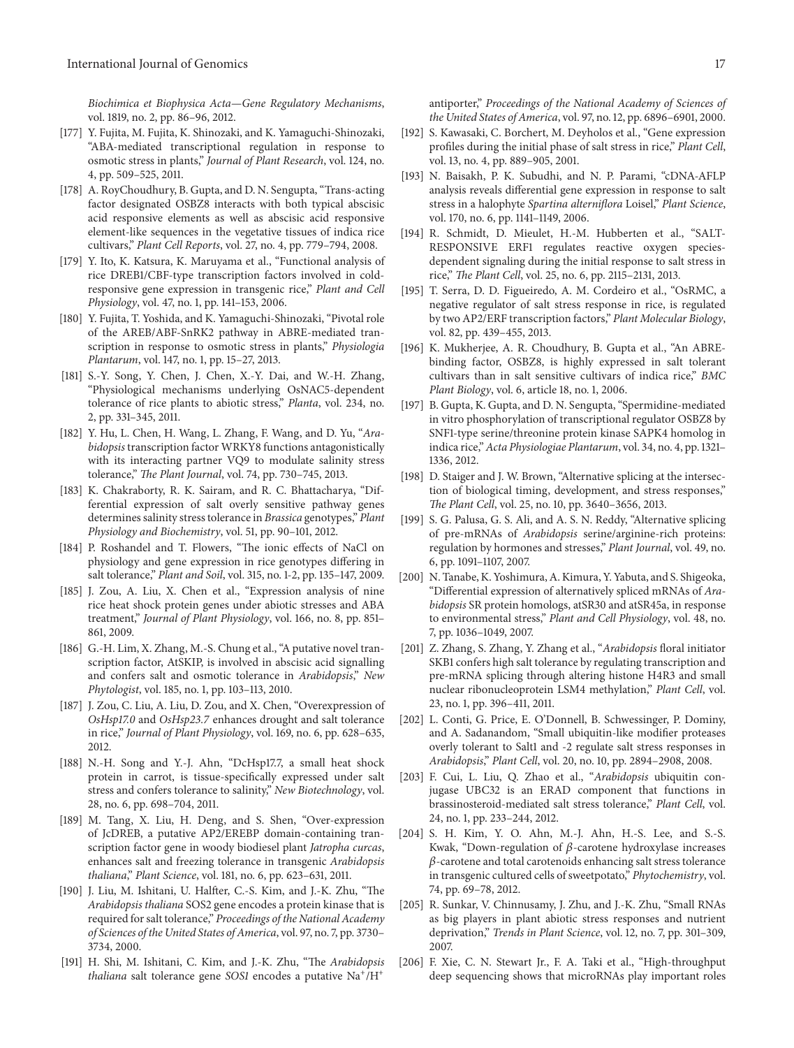*Biochimica et Biophysica Acta—Gene Regulatory Mechanisms*, vol. 1819, no. 2, pp. 86–96, 2012.

[177] Y. Fujita, M. Fujita, K. Shinozaki, and K. Yamaguchi-Shinozaki, "ABA-mediated transcriptional regulation in response to osmotic stress in plants," *Journal of Plant Research*, vol. 124, no. 4, pp. 509–525, 2011.

[178] A. RoyChoudhury, B. Gupta, and D. N. Sengupta, "Trans-acting factor designated OSBZ8 interacts with both typical abscisic acid responsive elements as well as abscisic acid responsive element-like sequences in the vegetative tissues of indica rice cultivars," *Plant Cell Reports*, vol. 27, no. 4, pp. 779–794, 2008.

[179] Y. Ito, K. Katsura, K. Maruyama et al., "Functional analysis of rice DREB1/CBF-type transcription factors involved in cold-responsive gene expression in transgenic rice," *Plant and Cell Physiology*, vol. 47, no. 1, pp. 141–153, 2006.

[180] Y. Fujita, T. Yoshida, and K. Yamaguchi-Shinozaki, "Pivotal role of the AREB/ABF-SnRK2 pathway in ABRE-mediated transcription in response to osmotic stress in plants," *Physiologia Plantarum*, vol. 147, no. 1, pp. 15–27, 2013.

[181] S.-Y. Song, Y. Chen, J. Chen, X.-Y. Dai, and W.-H. Zhang, "Physiological mechanisms underlying OsNAC5-dependent tolerance of rice plants to abiotic stress," *Planta*, vol. 234, no. 2, pp. 331–345, 2011.

[182] Y. Hu, L. Chen, H. Wang, L. Zhang, F. Wang, and D. Yu, "*Arabidopsis* transcription factor WRKY8 functions antagonistically with its interacting partner VQ9 to modulate salinity stress tolerance," *The Plant Journal*, vol. 74, pp. 730–745, 2013.

[183] K. Chakraborty, R. K. Sairam, and R. C. Bhattacharya, "Differential expression of salt overly sensitive pathway genes determines salinity stress tolerance in *Brassica* genotypes," *Plant Physiology and Biochemistry*, vol. 51, pp. 90–101, 2012.

[184] P. Roshandel and T. Flowers, "The ionic effects of NaCl on physiology and gene expression in rice genotypes differing in salt tolerance," *Plant and Soil*, vol. 315, no. 1-2, pp. 135–147, 2009.

[185] J. Zou, A. Liu, X. Chen et al., "Expression analysis of nine rice heat shock protein genes under abiotic stresses and ABA treatment," *Journal of Plant Physiology*, vol. 166, no. 8, pp. 851–861, 2009.

[186] G.-H. Lim, X. Zhang, M.-S. Chung et al., "A putative novel transcription factor, AtSKIP, is involved in abscisic acid signalling and confers salt and osmotic tolerance in *Arabidopsis*," *New Phytologist*, vol. 185, no. 1, pp. 103–113, 2010.

[187] J. Zou, C. Liu, A. Liu, D. Zou, and X. Chen, "Overexpression of *OsHsp17.0* and *OsHsp23.7* enhances drought and salt tolerance in rice," *Journal of Plant Physiology*, vol. 169, no. 6, pp. 628–635, 2012.

[188] N.-H. Song and Y.-J. Ahn, "DcHsp17.7, a small heat shock protein in carrot, is tissue-specifically expressed under salt stress and confers tolerance to salinity," *New Biotechnology*, vol. 28, no. 6, pp. 698–704, 2011.

[189] M. Tang, X. Liu, H. Deng, and S. Shen, "Over-expression of JcDREB, a putative AP2/EREBP domain-containing transcription factor gene in woody biodiesel plant *Jatropha curcas*, enhances salt and freezing tolerance in transgenic *Arabidopsis thaliana*," *Plant Science*, vol. 181, no. 6, pp. 623–631, 2011.

[190] J. Liu, M. Ishitani, U. Halfter, C.-S. Kim, and J.-K. Zhu, "The *Arabidopsis thaliana* SOS2 gene encodes a protein kinase that is required for salt tolerance," *Proceedings of the National Academy of Sciences of the United States of America*, vol. 97, no. 7, pp. 3730–3734, 2000.

[191] H. Shi, M. Ishitani, C. Kim, and J.-K. Zhu, "The *Arabidopsis thaliana* salt tolerance gene *SOS1* encodes a putative $Na^+/H^+$ antiporter," *Proceedings of the National Academy of Sciences of the United States of America*, vol. 97, no. 12, pp. 6896–6901, 2000.

[192] S. Kawasaki, C. Borchert, M. Deyholos et al., "Gene expression profiles during the initial phase of salt stress in rice," *Plant Cell*, vol. 13, no. 4, pp. 889–905, 2001.

[193] N. Baisakh, P. K. Subudhi, and N. P. Parami, "cDNA-AFLP analysis reveals differential gene expression in response to salt stress in a halophyte *Spartina alterniflora* Loisel," *Plant Science*, vol. 170, no. 6, pp. 1141–1149, 2006.

[194] R. Schmidt, D. Mieulet, H.-M. Hubberten et al., "SALT-RESPONSIVE ERF1 regulates reactive oxygen species-dependent signaling during the initial response to salt stress in rice," *The Plant Cell*, vol. 25, no. 6, pp. 2115–2131, 2013.

[195] T. Serra, D. D. Figueiredo, A. M. Cordeiro et al., "OsRMC, a negative regulator of salt stress response in rice, is regulated by two AP2/ERF transcription factors," *Plant Molecular Biology*, vol. 82, pp. 439–455, 2013.

[196] K. Mukherjee, A. R. Choudhury, B. Gupta et al., "An ABRE-binding factor, OSBZ8, is highly expressed in salt tolerant cultivars than in salt sensitive cultivars of indica rice," *BMC Plant Biology*, vol. 6, article 18, no. 1, 2006.

[197] B. Gupta, K. Gupta, and D. N. Sengupta, "Spermidine-mediated in vitro phosphorylation of transcriptional regulator OSBZ8 by SNF1-type serine/threonine protein kinase SAPK4 homolog in indica rice," *Acta Physiologiae Plantarum*, vol. 34, no. 4, pp. 1321–1336, 2012.

[198] D. Staiger and J. W. Brown, "Alternative splicing at the intersection of biological timing, development, and stress responses," *The Plant Cell*, vol. 25, no. 10, pp. 3640–3656, 2013.

[199] S. G. Palusa, G. S. Ali, and A. S. N. Reddy, "Alternative splicing of pre-mRNAs of *Arabidopsis* serine/arginine-rich proteins: regulation by hormones and stresses," *Plant Journal*, vol. 49, no. 6, pp. 1091–1107, 2007.

[200] N. Tanabe, K. Yoshimura, A. Kimura, Y. Yabuta, and S. Shigeoka, "Differential expression of alternatively spliced mRNAs of *Arabidopsis* SR protein homologs, atSR30 and atSR45a, in response to environmental stress," *Plant and Cell Physiology*, vol. 48, no. 7, pp. 1036–1049, 2007.

[201] Z. Zhang, S. Zhang, Y. Zhang et al., "*Arabidopsis* floral initiator SKB1 confers high salt tolerance by regulating transcription and pre-mRNA splicing through altering histone H4R3 and small nuclear ribonucleoprotein LSM4 methylation," *Plant Cell*, vol. 23, no. 1, pp. 396–411, 2011.

[202] L. Conti, G. Price, E. O'Donnell, B. Schwessinger, P. Dominy, and A. Sadanandom, "Small ubiquitin-like modifier proteases overly tolerant to Salt1 and -2 regulate salt stress responses in *Arabidopsis*," *Plant Cell*, vol. 20, no. 10, pp. 2894–2908, 2008.

[203] F. Cui, L. Liu, Q. Zhao et al., "*Arabidopsis* ubiquitin conjugase UBC32 is an ERAD component that functions in brassinosteroid-mediated salt stress tolerance," *Plant Cell*, vol. 24, no. 1, pp. 233–244, 2012.

[204] S. H. Kim, Y. O. Ahn, M.-J. Ahn, H.-S. Lee, and S.-S. Kwak, "Down-regulation of $\beta$-carotene hydroxylase increases $\beta$-carotene and total carotenoids enhancing salt stress tolerance in transgenic cultured cells of sweetpotato," *Phytochemistry*, vol. 74, pp. 69–78, 2012.

[205] R. Sunkar, V. Chinnusamy, J. Zhu, and J.-K. Zhu, "Small RNAs as big players in plant abiotic stress responses and nutrient deprivation," *Trends in Plant Science*, vol. 12, no. 7, pp. 301–309, 2007.

[206] F. Xie, C. N. Stewart Jr., F. A. Taki et al., "High-throughput deep sequencing shows that microRNAs play important roles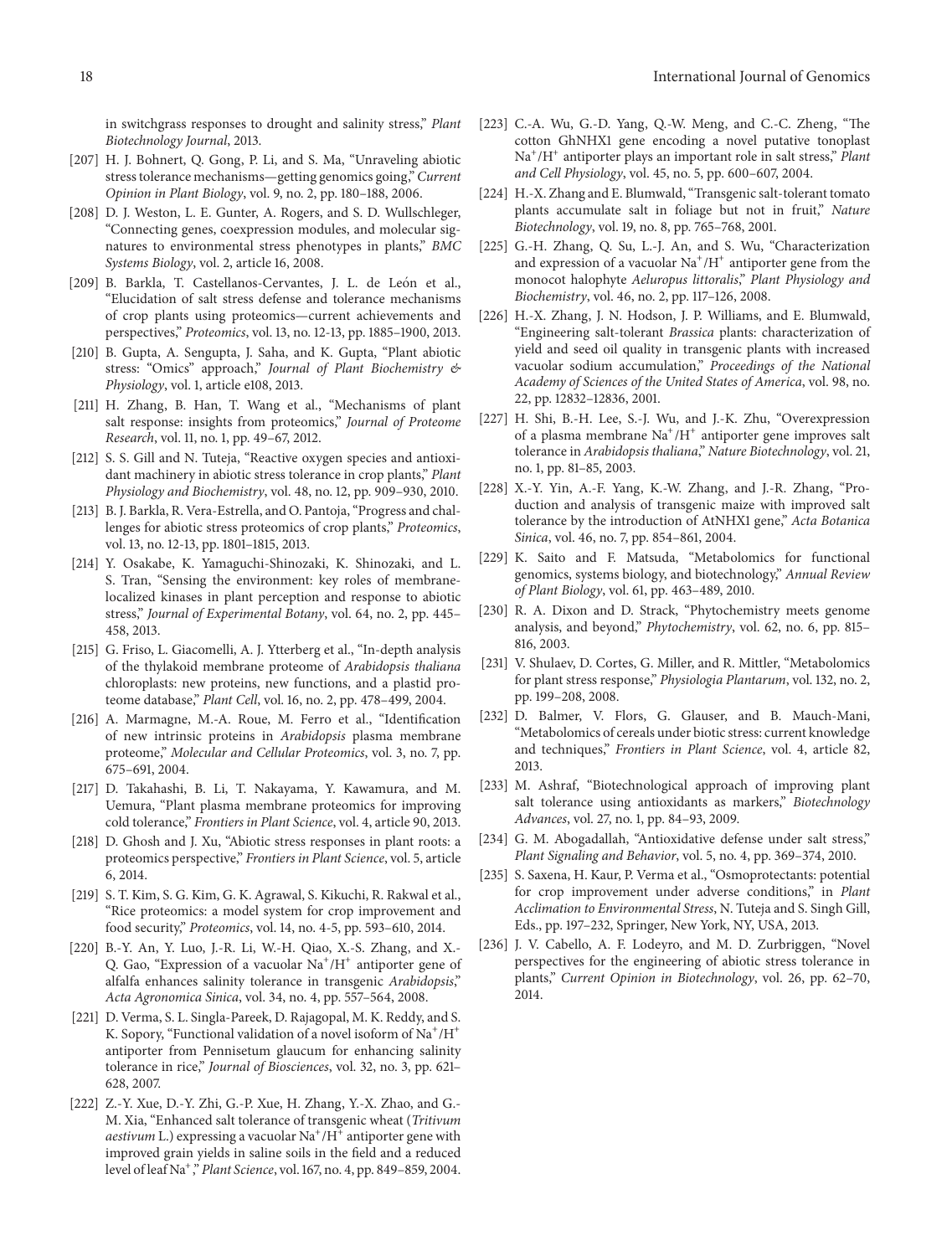in switchgrass responses to drought and salinity stress," *Plant Biotechnology Journal*, 2013.

[207] H. J. Bohnert, Q. Gong, P. Li, and S. Ma, "Unraveling abiotic stress tolerance mechanisms—getting genomics going," *Current Opinion in Plant Biology*, vol. 9, no. 2, pp. 180–188, 2006.

[208] D. J. Weston, L. E. Gunter, A. Rogers, and S. D. Wullschleger, "Connecting genes, coexpression modules, and molecular signatures to environmental stress phenotypes in plants," *BMC Systems Biology*, vol. 2, article 16, 2008.

[209] B. Barkla, T. Castellanos-Cervantes, J. L. de León et al., "Elucidation of salt stress defense and tolerance mechanisms of crop plants using proteomics—current achievements and perspectives," *Proteomics*, vol. 13, no. 12-13, pp. 1885–1900, 2013.

[210] B. Gupta, A. Sengupta, J. Saha, and K. Gupta, "Plant abiotic stress: "Omics" approach," *Journal of Plant Biochemistry & Physiology*, vol. 1, article e108, 2013.

[211] H. Zhang, B. Han, T. Wang et al., "Mechanisms of plant salt response: insights from proteomics," *Journal of Proteome Research*, vol. 11, no. 1, pp. 49–67, 2012.

[212] S. S. Gill and N. Tuteja, "Reactive oxygen species and antioxidant machinery in abiotic stress tolerance in crop plants," *Plant Physiology and Biochemistry*, vol. 48, no. 12, pp. 909–930, 2010.

[213] B. J. Barkla, R. Vera-Estrella, and O. Pantoja, "Progress and challenges for abiotic stress proteomics of crop plants," *Proteomics*, vol. 13, no. 12-13, pp. 1801–1815, 2013.

[214] Y. Osakabe, K. Yamaguchi-Shinozaki, K. Shinozaki, and L. S. Tran, "Sensing the environment: key roles of membrane-localized kinases in plant perception and response to abiotic stress," *Journal of Experimental Botany*, vol. 64, no. 2, pp. 445–458, 2013.

[215] G. Friso, L. Giacomelli, A. J. Ytterberg et al., "In-depth analysis of the thylakoid membrane proteome of *Arabidopsis thaliana* chloroplasts: new proteins, new functions, and a plastid proteome database," *Plant Cell*, vol. 16, no. 2, pp. 478–499, 2004.

[216] A. Marmagne, M.-A. Roue, M. Ferro et al., "Identification of new intrinsic proteins in *Arabidopsis* plasma membrane proteome," *Molecular and Cellular Proteomics*, vol. 3, no. 7, pp. 675–691, 2004.

[217] D. Takahashi, B. Li, T. Nakayama, Y. Kawamura, and M. Uemura, "Plant plasma membrane proteomics for improving cold tolerance," *Frontiers in Plant Science*, vol. 4, article 90, 2013.

[218] D. Ghosh and J. Xu, "Abiotic stress responses in plant roots: a proteomics perspective," *Frontiers in Plant Science*, vol. 5, article 6, 2014.

[219] S. T. Kim, S. G. Kim, G. K. Agrawal, S. Kikuchi, R. Rakwal et al., "Rice proteomics: a model system for crop improvement and food security," *Proteomics*, vol. 14, no. 4-5, pp. 593–610, 2014.

[220] B.-Y. An, Y. Luo, J.-R. Li, W.-H. Qiao, X.-S. Zhang, and X.-Q. Gao, "Expression of a vacuolar $Na^+/H^+$ antiporter gene of alfalfa enhances salinity tolerance in transgenic *Arabidopsis*," *Acta Agronomica Sinica*, vol. 34, no. 4, pp. 557–564, 2008.

[221] D. Verma, S. L. Singla-Pareek, D. Rajagopal, M. K. Reddy, and S. K. Sopory, "Functional validation of a novel isoform of $Na^+/H^+$ antiporter from Pennisetum glaucum for enhancing salinity tolerance in rice," *Journal of Biosciences*, vol. 32, no. 3, pp. 621–628, 2007.

[222] Z.-Y. Xue, D.-Y. Zhi, G.-P. Xue, H. Zhang, Y.-X. Zhao, and G.-M. Xia, "Enhanced salt tolerance of transgenic wheat (*Tritivum aestivum* L.) expressing a vacuolar $Na^+/H^+$ antiporter gene with improved grain yields in saline soils in the field and a reduced level of leaf $Na^+$," *Plant Science*, vol. 167, no. 4, pp. 849–859, 2004.

[223] C.-A. Wu, G.-D. Yang, Q.-W. Meng, and C.-C. Zheng, "The cotton GhNHX1 gene encoding a novel putative tonoplast $Na^+/H^+$ antiporter plays an important role in salt stress," *Plant and Cell Physiology*, vol. 45, no. 5, pp. 600–607, 2004.

[224] H.-X. Zhang and E. Blumwald, "Transgenic salt-tolerant tomato plants accumulate salt in foliage but not in fruit," *Nature Biotechnology*, vol. 19, no. 8, pp. 765–768, 2001.

[225] G.-H. Zhang, Q. Su, L.-J. An, and S. Wu, "Characterization and expression of a vacuolar $Na^+/H^+$ antiporter gene from the monocot halophyte *Aeluropus littoralis*," *Plant Physiology and Biochemistry*, vol. 46, no. 2, pp. 117–126, 2008.

[226] H.-X. Zhang, J. N. Hodson, J. P. Williams, and E. Blumwald, "Engineering salt-tolerant *Brassica* plants: characterization of yield and seed oil quality in transgenic plants with increased vacuolar sodium accumulation," *Proceedings of the National Academy of Sciences of the United States of America*, vol. 98, no. 22, pp. 12832–12836, 2001.

[227] H. Shi, B.-H. Lee, S.-J. Wu, and J.-K. Zhu, "Overexpression of a plasma membrane $Na^+/H^+$ antiporter gene improves salt tolerance in *Arabidopsis thaliana*," *Nature Biotechnology*, vol. 21, no. 1, pp. 81–85, 2003.

[228] X.-Y. Yin, A.-F. Yang, K.-W. Zhang, and J.-R. Zhang, "Production and analysis of transgenic maize with improved salt tolerance by the introduction of AtNHX1 gene," *Acta Botanica Sinica*, vol. 46, no. 7, pp. 854–861, 2004.

[229] K. Saito and F. Matsuda, "Metabolomics for functional genomics, systems biology, and biotechnology," *Annual Review of Plant Biology*, vol. 61, pp. 463–489, 2010.

[230] R. A. Dixon and D. Strack, "Phytochemistry meets genome analysis, and beyond," *Phytochemistry*, vol. 62, no. 6, pp. 815–816, 2003.

[231] V. Shulaev, D. Cortes, G. Miller, and R. Mittler, "Metabolomics for plant stress response," *Physiologia Plantarum*, vol. 132, no. 2, pp. 199–208, 2008.

[232] D. Balmer, V. Flors, G. Glauser, and B. Mauch-Mani, "Metabolomics of cereals under biotic stress: current knowledge and techniques," *Frontiers in Plant Science*, vol. 4, article 82, 2013.

[233] M. Ashraf, "Biotechnological approach of improving plant salt tolerance using antioxidants as markers," *Biotechnology Advances*, vol. 27, no. 1, pp. 84–93, 2009.

[234] G. M. Abogadallah, "Antioxidative defense under salt stress," *Plant Signaling and Behavior*, vol. 5, no. 4, pp. 369–374, 2010.

[235] S. Saxena, H. Kaur, P. Verma et al., "Osmoprotectants: potential for crop improvement under adverse conditions," in *Plant Acclimation to Environmental Stress*, N. Tuteja and S. Singh Gill, Eds., pp. 197–232, Springer, New York, NY, USA, 2013.

[236] J. V. Cabello, A. F. Lodeyro, and M. D. Zurbriggen, "Novel perspectives for the engineering of abiotic stress tolerance in plants," *Current Opinion in Biotechnology*, vol. 26, pp. 62–70, 2014.